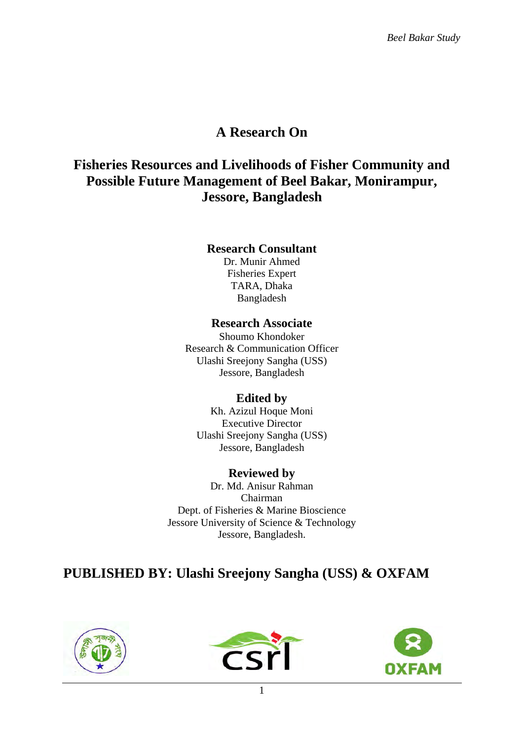# A Research On

# Fisheries Resources and Livelihoods of Fisher Community and Possible Future Management of Beel Bakar, Monirampur, Jessore, Bangladesh

### Research Consultant

Dr. Munir Ahmed
Fisheries Expert
TARA, Dhaka
Bangladesh

### Research Associate

Shoumo Khondoker
Research & Communication Officer
Ulashi Sreejony Sangha (USS)
Jessore, Bangladesh

### Edited by

Kh. Azizul Hoque Moni
Executive Director
Ulashi Sreejony Sangha (USS)
Jessore, Bangladesh

### Reviewed by

Dr. Md. Anisur Rahman
Chairman
Dept. of Fisheries & Marine Bioscience
Jessore University of Science & Technology
Jessore, Bangladesh.

## PUBLISHED BY: Ulashi Sreejony Sangha (USS) & OXFAM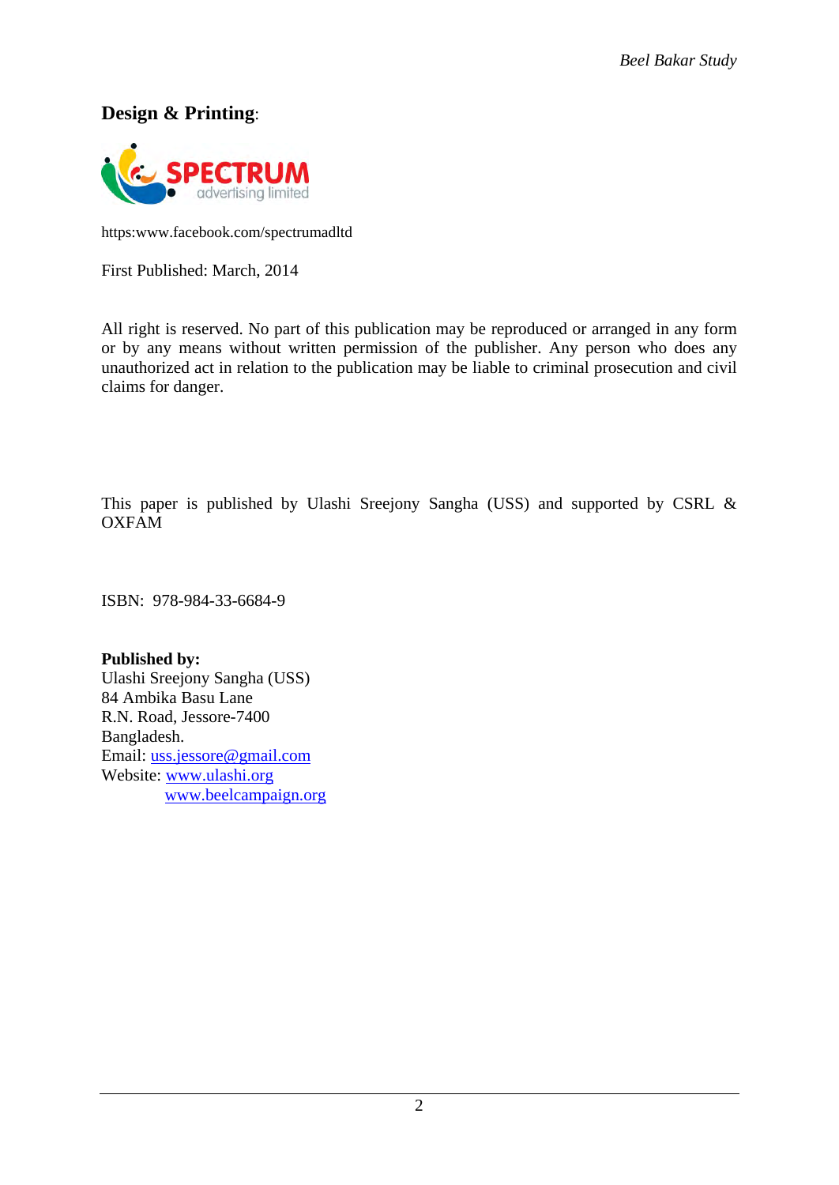**Design & Printing**:

SPECTRUM
advertising limited

https:www.facebook.com/spectrumadltd

First Published: March, 2014

All right is reserved. No part of this publication may be reproduced or arranged in any form or by any means without written permission of the publisher. Any person who does any unauthorized act in relation to the publication may be liable to criminal prosecution and civil claims for danger.

This paper is published by Ulashi Sreejony Sangha (USS) and supported by CSRL & OXFAM

ISBN: 978-984-33-6684-9

**Published by:**
Ulashi Sreejony Sangha (USS)
84 Ambika Basu Lane
R.N. Road, Jessore-7400
Bangladesh.
Email: uss.jessore@gmail.com
Website: www.ulashi.org
www.beelcampaign.org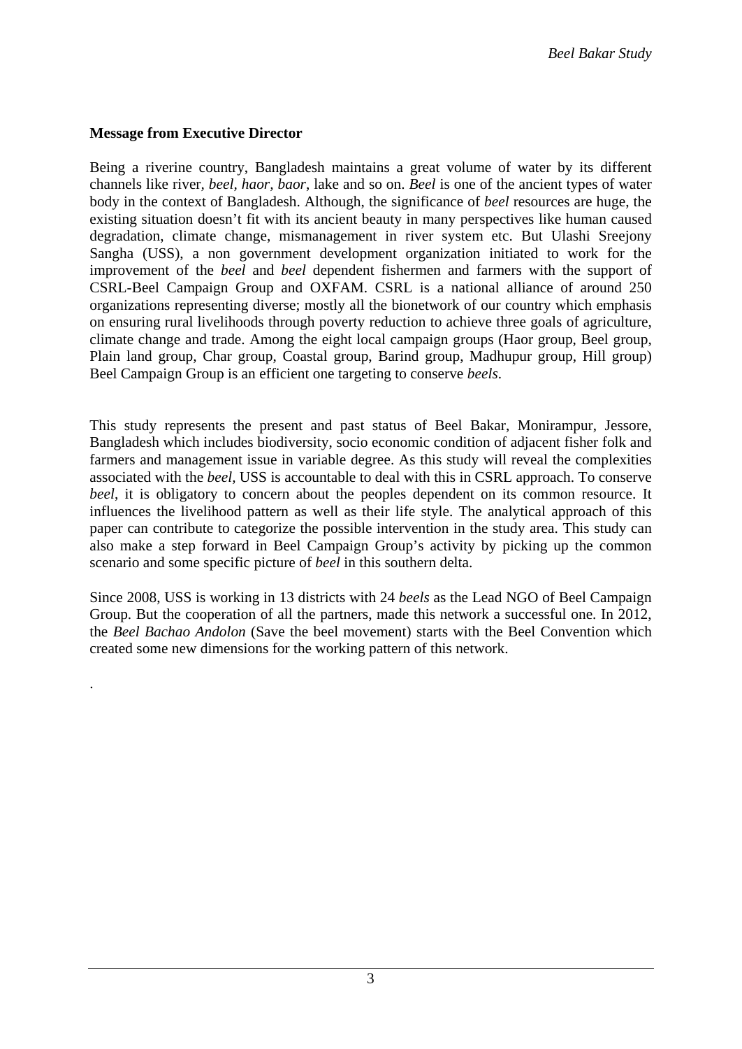**Message from Executive Director**

Being a riverine country, Bangladesh maintains a great volume of water by its different channels like river, *beel*, *haor*, *baor*, lake and so on. *Beel* is one of the ancient types of water body in the context of Bangladesh. Although, the significance of *beel* resources are huge, the existing situation doesn't fit with its ancient beauty in many perspectives like human caused degradation, climate change, mismanagement in river system etc. But Ulashi Sreejony Sangha (USS), a non government development organization initiated to work for the improvement of the *beel* and *beel* dependent fishermen and farmers with the support of CSRL-Beel Campaign Group and OXFAM. CSRL is a national alliance of around 250 organizations representing diverse; mostly all the bionetwork of our country which emphasis on ensuring rural livelihoods through poverty reduction to achieve three goals of agriculture, climate change and trade. Among the eight local campaign groups (Haor group, Beel group, Plain land group, Char group, Coastal group, Barind group, Madhupur group, Hill group) Beel Campaign Group is an efficient one targeting to conserve *beels*.

This study represents the present and past status of Beel Bakar, Monirampur, Jessore, Bangladesh which includes biodiversity, socio economic condition of adjacent fisher folk and farmers and management issue in variable degree. As this study will reveal the complexities associated with the *beel*, USS is accountable to deal with this in CSRL approach. To conserve *beel*, it is obligatory to concern about the peoples dependent on its common resource. It influences the livelihood pattern as well as their life style. The analytical approach of this paper can contribute to categorize the possible intervention in the study area. This study can also make a step forward in Beel Campaign Group's activity by picking up the common scenario and some specific picture of *beel* in this southern delta.

Since 2008, USS is working in 13 districts with 24 *beels* as the Lead NGO of Beel Campaign Group. But the cooperation of all the partners, made this network a successful one. In 2012, the *Beel Bachao Andolon* (Save the beel movement) starts with the Beel Convention which created some new dimensions for the working pattern of this network.

.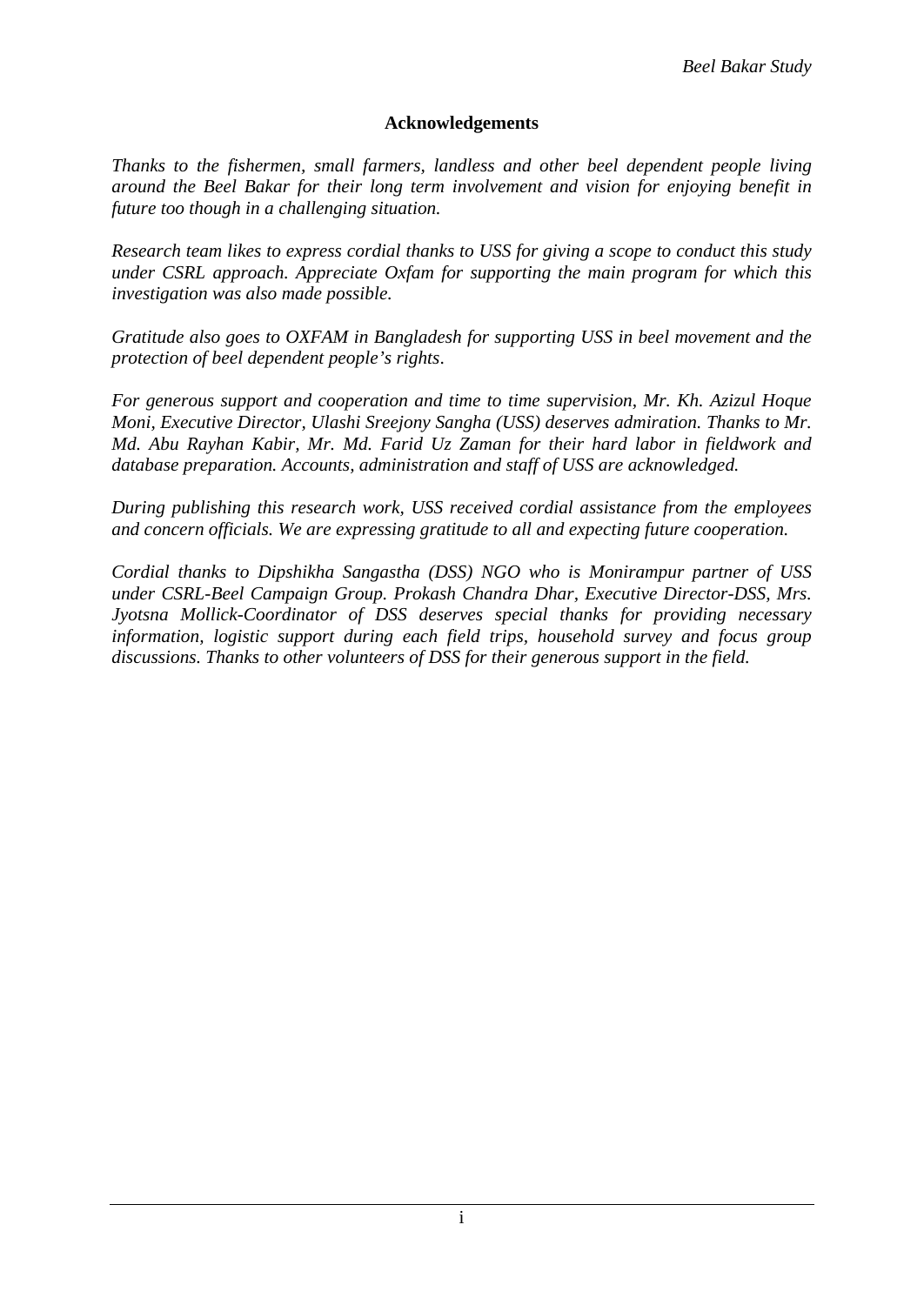## Acknowledgements

*Thanks to the fishermen, small farmers, landless and other beel dependent people living around the Beel Bakar for their long term involvement and vision for enjoying benefit in future too though in a challenging situation.*

*Research team likes to express cordial thanks to USS for giving a scope to conduct this study under CSRL approach. Appreciate Oxfam for supporting the main program for which this investigation was also made possible.*

*Gratitude also goes to OXFAM in Bangladesh for supporting USS in beel movement and the protection of beel dependent people's rights*.

*For generous support and cooperation and time to time supervision, Mr. Kh. Azizul Hoque Moni, Executive Director, Ulashi Sreejony Sangha (USS) deserves admiration. Thanks to Mr. Md. Abu Rayhan Kabir, Mr. Md. Farid Uz Zaman for their hard labor in fieldwork and database preparation. Accounts, administration and staff of USS are acknowledged.*

*During publishing this research work, USS received cordial assistance from the employees and concern officials. We are expressing gratitude to all and expecting future cooperation.*

*Cordial thanks to Dipshikha Sangastha (DSS) NGO who is Monirampur partner of USS under CSRL-Beel Campaign Group. Prokash Chandra Dhar, Executive Director-DSS, Mrs. Jyotsna Mollick-Coordinator of DSS deserves special thanks for providing necessary information, logistic support during each field trips, household survey and focus group discussions. Thanks to other volunteers of DSS for their generous support in the field.*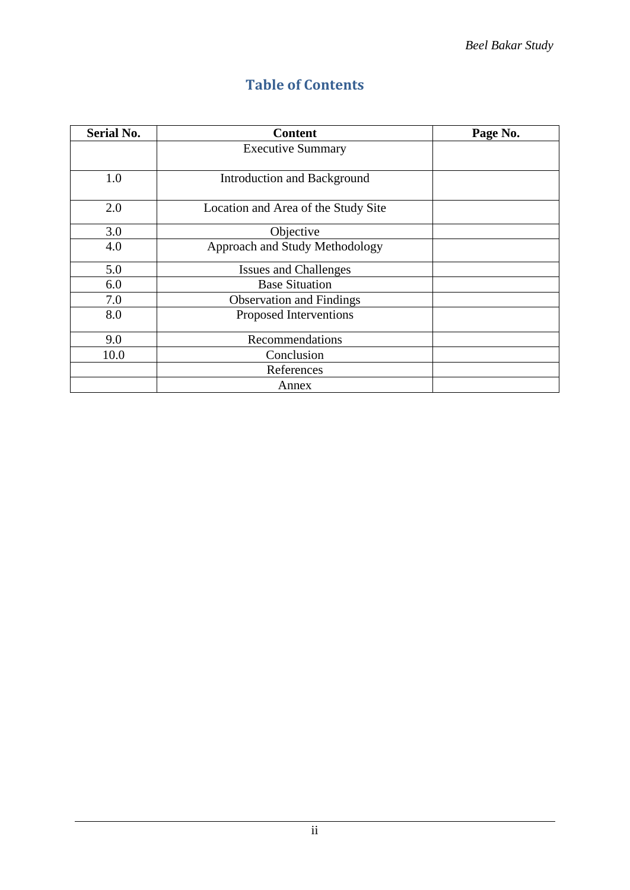# Table of Contents

| Serial No. | Content | Page No. |
|---|---|---|
| | Executive Summary | |
| 1.0 | Introduction and Background | |
| 2.0 | Location and Area of the Study Site | |
| 3.0 | Objective | |
| 4.0 | Approach and Study Methodology | |
| 5.0 | Issues and Challenges | |
| 6.0 | Base Situation | |
| 7.0 | Observation and Findings | |
| 8.0 | Proposed Interventions | |
| 9.0 | Recommendations | |
| 10.0 | Conclusion | |
| | References | |
| | Annex | |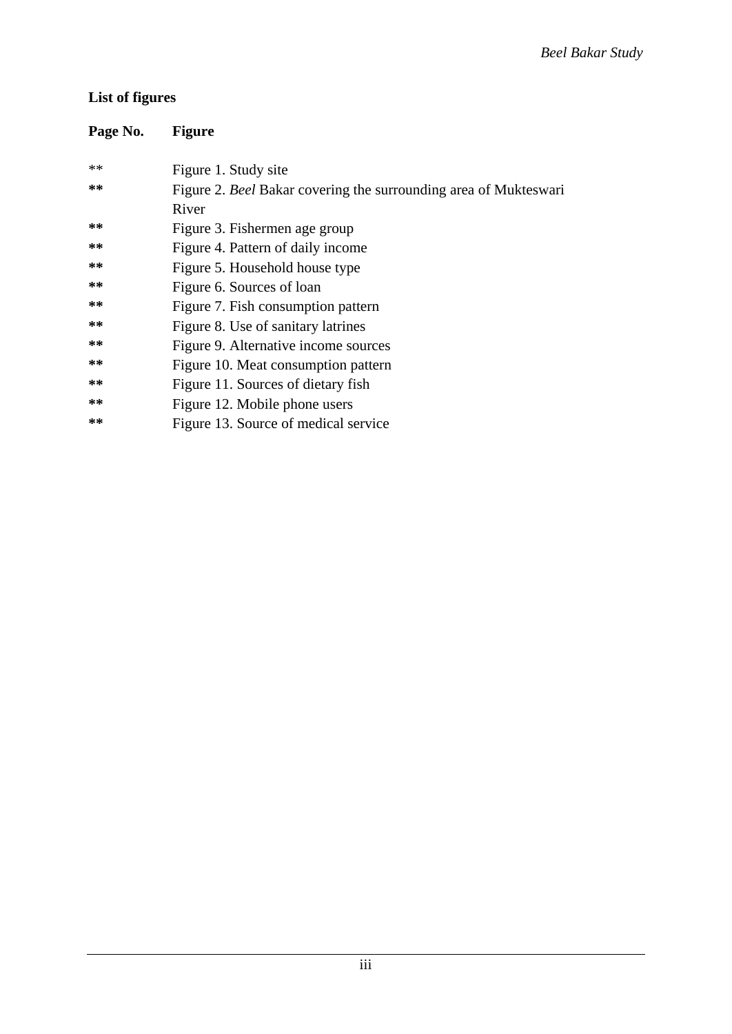**List of figures**

| Page No. | Figure |
|---|---|
| ** | Figure 1. Study site |
| ** | Figure 2. *Beel* Bakar covering the surrounding area of Mukteswari River |
| ** | Figure 3. Fishermen age group |
| ** | Figure 4. Pattern of daily income |
| ** | Figure 5. Household house type |
| ** | Figure 6. Sources of loan |
| ** | Figure 7. Fish consumption pattern |
| ** | Figure 8. Use of sanitary latrines |
| ** | Figure 9. Alternative income sources |
| ** | Figure 10. Meat consumption pattern |
| ** | Figure 11. Sources of dietary fish |
| ** | Figure 12. Mobile phone users |
| ** | Figure 13. Source of medical service |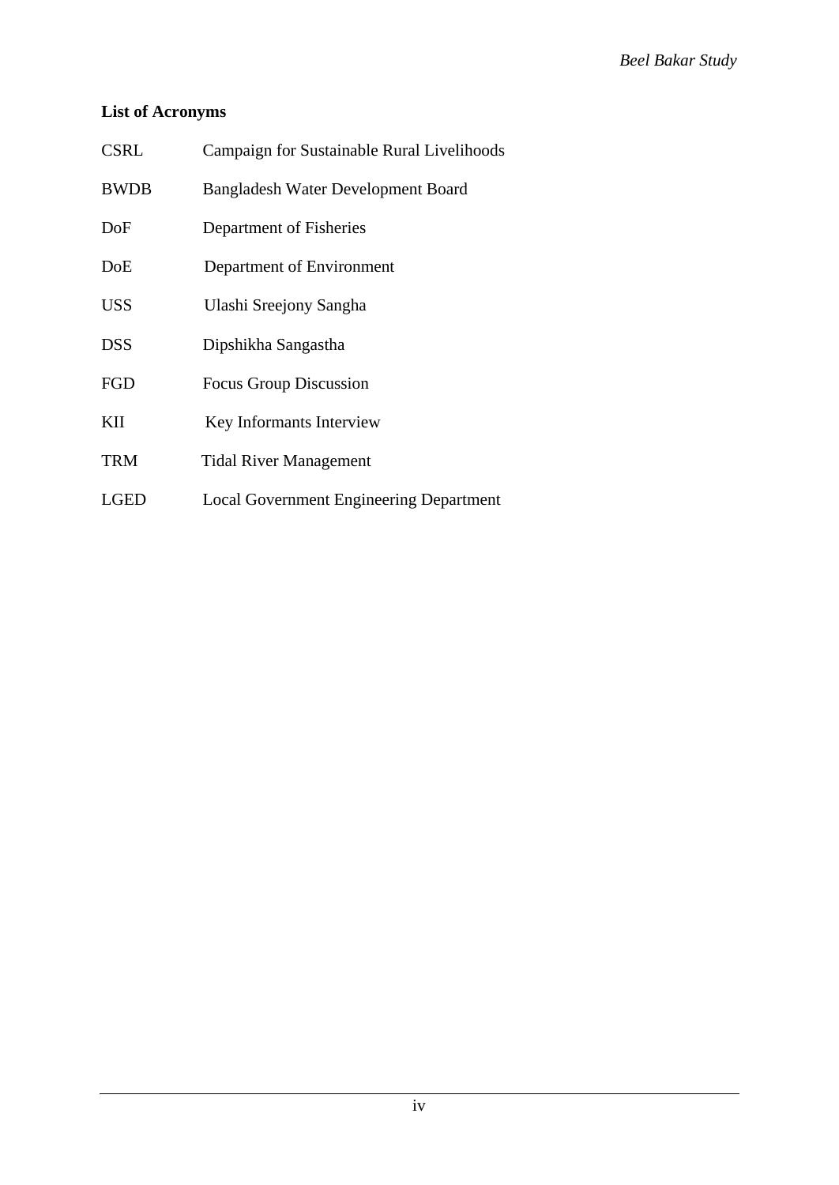**List of Acronyms**

| | |
|---|---|
| CSRL | Campaign for Sustainable Rural Livelihoods |
| BWDB | Bangladesh Water Development Board |
| DoF | Department of Fisheries |
| DoE | Department of Environment |
| USS | Ulashi Sreejony Sangha |
| DSS | Dipshikha Sangastha |
| FGD | Focus Group Discussion |
| KII | Key Informants Interview |
| TRM | Tidal River Management |
| LGED | Local Government Engineering Department |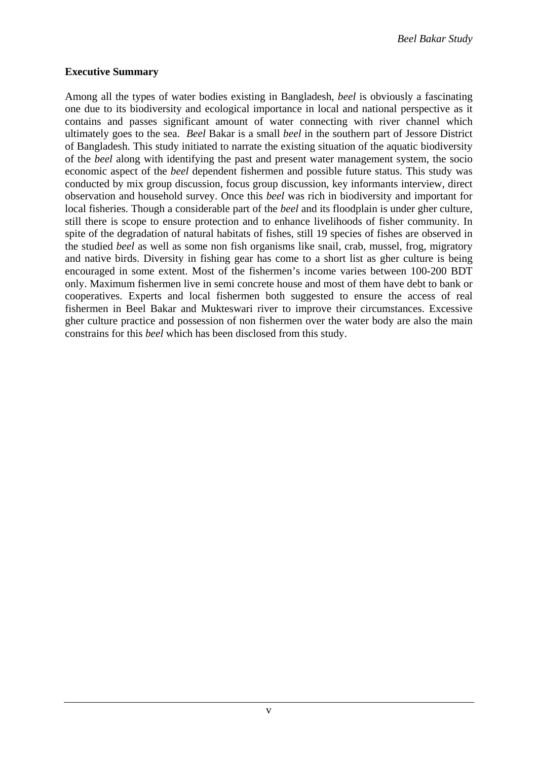## Executive Summary

Among all the types of water bodies existing in Bangladesh, *beel* is obviously a fascinating one due to its biodiversity and ecological importance in local and national perspective as it contains and passes significant amount of water connecting with river channel which ultimately goes to the sea. *Beel* Bakar is a small *beel* in the southern part of Jessore District of Bangladesh. This study initiated to narrate the existing situation of the aquatic biodiversity of the *beel* along with identifying the past and present water management system, the socio economic aspect of the *beel* dependent fishermen and possible future status. This study was conducted by mix group discussion, focus group discussion, key informants interview, direct observation and household survey. Once this *beel* was rich in biodiversity and important for local fisheries. Though a considerable part of the *beel* and its floodplain is under gher culture, still there is scope to ensure protection and to enhance livelihoods of fisher community. In spite of the degradation of natural habitats of fishes, still 19 species of fishes are observed in the studied *beel* as well as some non fish organisms like snail, crab, mussel, frog, migratory and native birds. Diversity in fishing gear has come to a short list as gher culture is being encouraged in some extent. Most of the fishermen's income varies between 100-200 BDT only. Maximum fishermen live in semi concrete house and most of them have debt to bank or cooperatives. Experts and local fishermen both suggested to ensure the access of real fishermen in Beel Bakar and Mukteswari river to improve their circumstances. Excessive gher culture practice and possession of non fishermen over the water body are also the main constrains for this *beel* which has been disclosed from this study.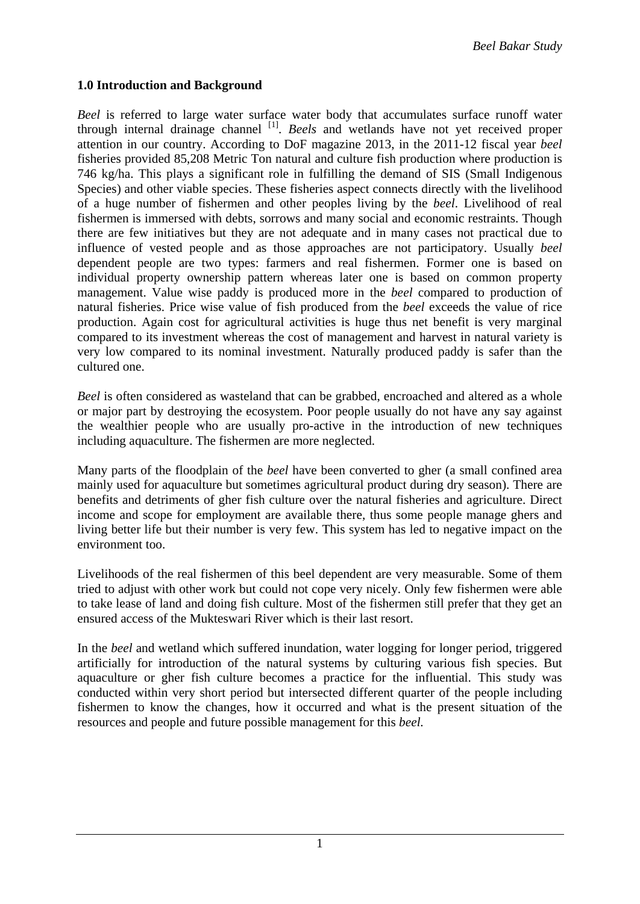## 1.0 Introduction and Background

*Beel* is referred to large water surface water body that accumulates surface runoff water through internal drainage channel [1]. *Beels* and wetlands have not yet received proper attention in our country. According to DoF magazine 2013, in the 2011-12 fiscal year *beel* fisheries provided 85,208 Metric Ton natural and culture fish production where production is 746 kg/ha. This plays a significant role in fulfilling the demand of SIS (Small Indigenous Species) and other viable species. These fisheries aspect connects directly with the livelihood of a huge number of fishermen and other peoples living by the *beel*. Livelihood of real fishermen is immersed with debts, sorrows and many social and economic restraints. Though there are few initiatives but they are not adequate and in many cases not practical due to influence of vested people and as those approaches are not participatory. Usually *beel* dependent people are two types: farmers and real fishermen. Former one is based on individual property ownership pattern whereas later one is based on common property management. Value wise paddy is produced more in the *beel* compared to production of natural fisheries. Price wise value of fish produced from the *beel* exceeds the value of rice production. Again cost for agricultural activities is huge thus net benefit is very marginal compared to its investment whereas the cost of management and harvest in natural variety is very low compared to its nominal investment. Naturally produced paddy is safer than the cultured one.

*Beel* is often considered as wasteland that can be grabbed, encroached and altered as a whole or major part by destroying the ecosystem. Poor people usually do not have any say against the wealthier people who are usually pro-active in the introduction of new techniques including aquaculture. The fishermen are more neglected.

Many parts of the floodplain of the *beel* have been converted to gher (a small confined area mainly used for aquaculture but sometimes agricultural product during dry season). There are benefits and detriments of gher fish culture over the natural fisheries and agriculture. Direct income and scope for employment are available there, thus some people manage ghers and living better life but their number is very few. This system has led to negative impact on the environment too.

Livelihoods of the real fishermen of this beel dependent are very measurable. Some of them tried to adjust with other work but could not cope very nicely. Only few fishermen were able to take lease of land and doing fish culture. Most of the fishermen still prefer that they get an ensured access of the Mukteswari River which is their last resort.

In the *beel* and wetland which suffered inundation, water logging for longer period, triggered artificially for introduction of the natural systems by culturing various fish species. But aquaculture or gher fish culture becomes a practice for the influential. This study was conducted within very short period but intersected different quarter of the people including fishermen to know the changes, how it occurred and what is the present situation of the resources and people and future possible management for this *beel.*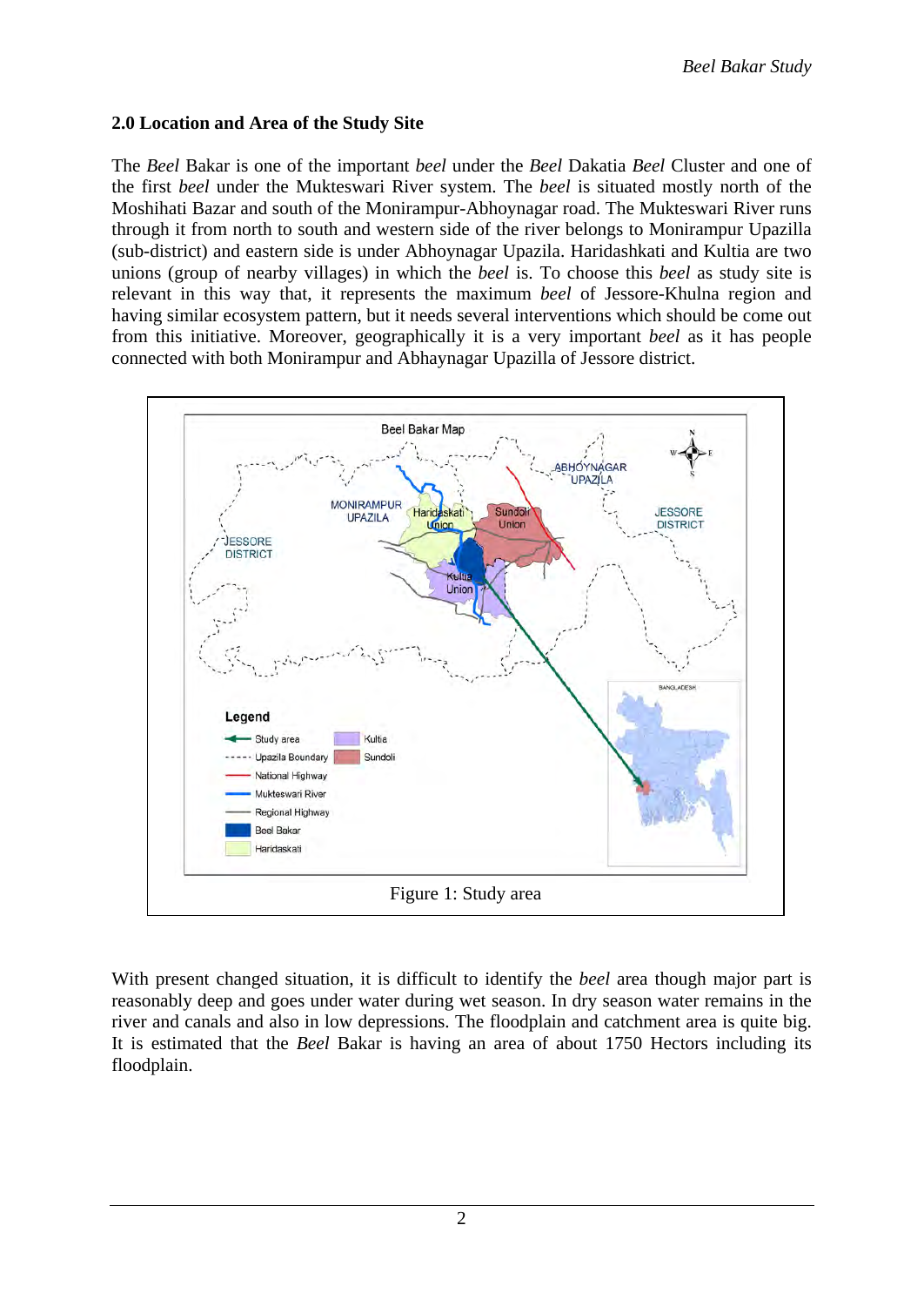## 2.0 Location and Area of the Study Site

The *Beel* Bakar is one of the important *beel* under the *Beel* Dakatia *Beel* Cluster and one of the first *beel* under the Mukteswari River system. The *beel* is situated mostly north of the Moshihati Bazar and south of the Monirampur-Abhoynagar road. The Mukteswari River runs through it from north to south and western side of the river belongs to Monirampur Upazilla (sub-district) and eastern side is under Abhoynagar Upazila. Haridashkati and Kultia are two unions (group of nearby villages) in which the *beel* is. To choose this *beel* as study site is relevant in this way that, it represents the maximum *beel* of Jessore-Khulna region and having similar ecosystem pattern, but it needs several interventions which should be come out from this initiative. Moreover, geographically it is a very important *beel* as it has people connected with both Monirampur and Abhaynagar Upazilla of Jessore district.

Figure 1: Study area

With present changed situation, it is difficult to identify the *beel* area though major part is reasonably deep and goes under water during wet season. In dry season water remains in the river and canals and also in low depressions. The floodplain and catchment area is quite big. It is estimated that the *Beel* Bakar is having an area of about 1750 Hectors including its floodplain.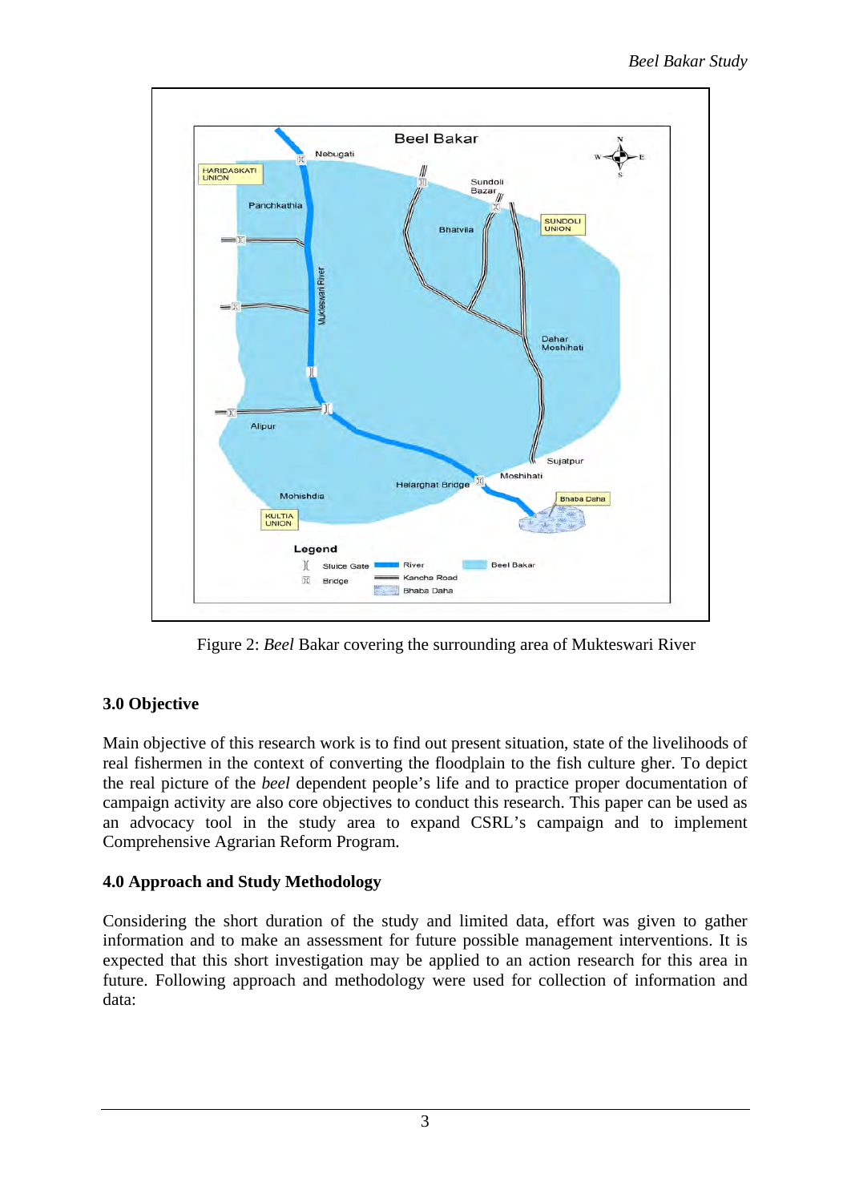Figure 2: *Beel* Bakar covering the surrounding area of Mukteswari River

### 3.0 Objective

Main objective of this research work is to find out present situation, state of the livelihoods of real fishermen in the context of converting the floodplain to the fish culture gher. To depict the real picture of the *beel* dependent people's life and to practice proper documentation of campaign activity are also core objectives to conduct this research. This paper can be used as an advocacy tool in the study area to expand CSRL's campaign and to implement Comprehensive Agrarian Reform Program.

### 4.0 Approach and Study Methodology

Considering the short duration of the study and limited data, effort was given to gather information and to make an assessment for future possible management interventions. It is expected that this short investigation may be applied to an action research for this area in future. Following approach and methodology were used for collection of information and data: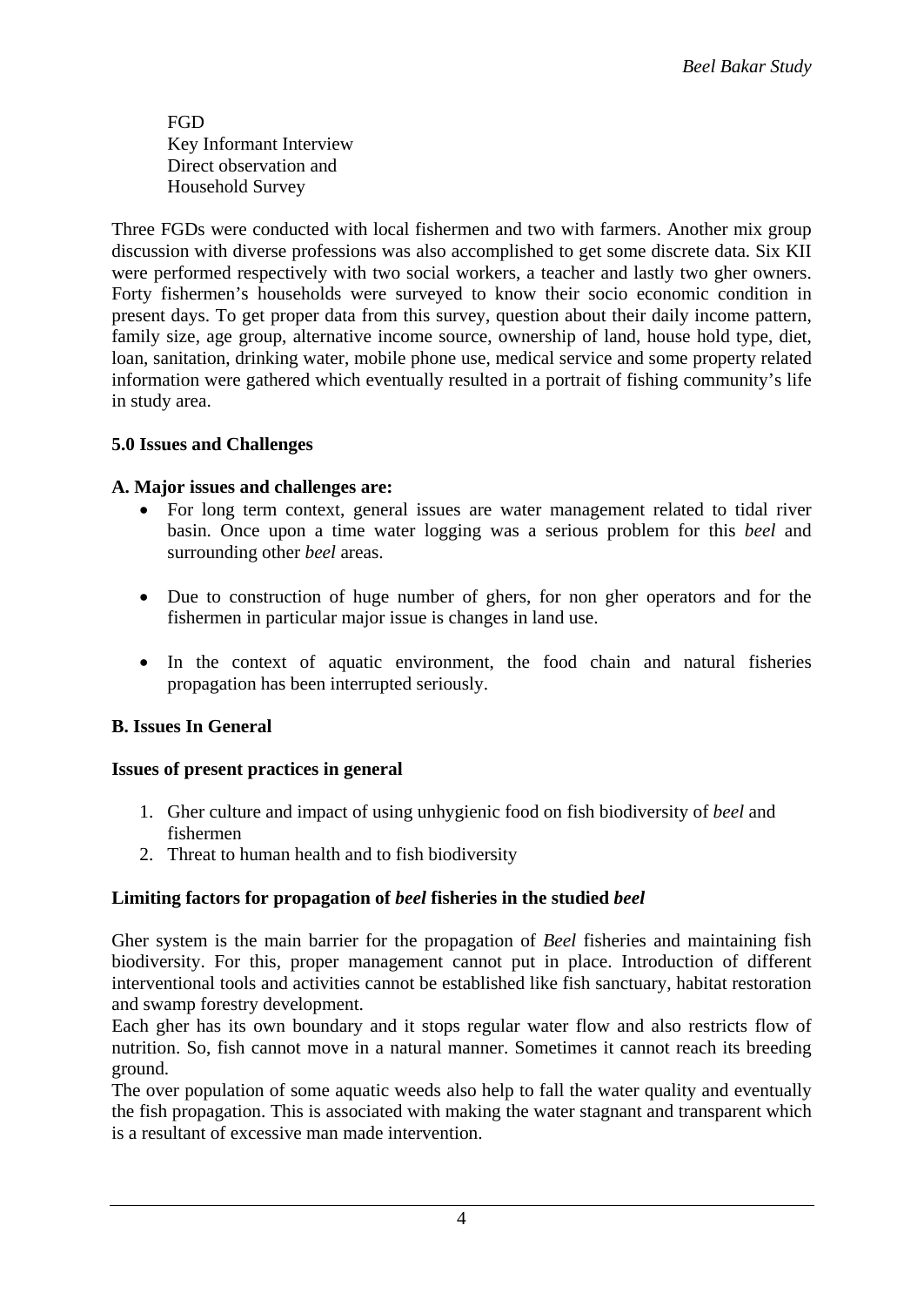FGD
Key Informant Interview
Direct observation and
Household Survey

Three FGDs were conducted with local fishermen and two with farmers. Another mix group discussion with diverse professions was also accomplished to get some discrete data. Six KII were performed respectively with two social workers, a teacher and lastly two gher owners. Forty fishermen's households were surveyed to know their socio economic condition in present days. To get proper data from this survey, question about their daily income pattern, family size, age group, alternative income source, ownership of land, house hold type, diet, loan, sanitation, drinking water, mobile phone use, medical service and some property related information were gathered which eventually resulted in a portrait of fishing community's life in study area.

**5.0 Issues and Challenges**

**A. Major issues and challenges are:**

- For long term context, general issues are water management related to tidal river basin. Once upon a time water logging was a serious problem for this *beel* and surrounding other *beel* areas.
- Due to construction of huge number of ghers, for non gher operators and for the fishermen in particular major issue is changes in land use.
- In the context of aquatic environment, the food chain and natural fisheries propagation has been interrupted seriously.

**B. Issues In General**

**Issues of present practices in general**

1. Gher culture and impact of using unhygienic food on fish biodiversity of *beel* and fishermen
2. Threat to human health and to fish biodiversity

**Limiting factors for propagation of *beel* fisheries in the studied *beel***

Gher system is the main barrier for the propagation of *Beel* fisheries and maintaining fish biodiversity. For this, proper management cannot put in place. Introduction of different interventional tools and activities cannot be established like fish sanctuary, habitat restoration and swamp forestry development.
Each gher has its own boundary and it stops regular water flow and also restricts flow of nutrition. So, fish cannot move in a natural manner. Sometimes it cannot reach its breeding ground.
The over population of some aquatic weeds also help to fall the water quality and eventually the fish propagation. This is associated with making the water stagnant and transparent which is a resultant of excessive man made intervention.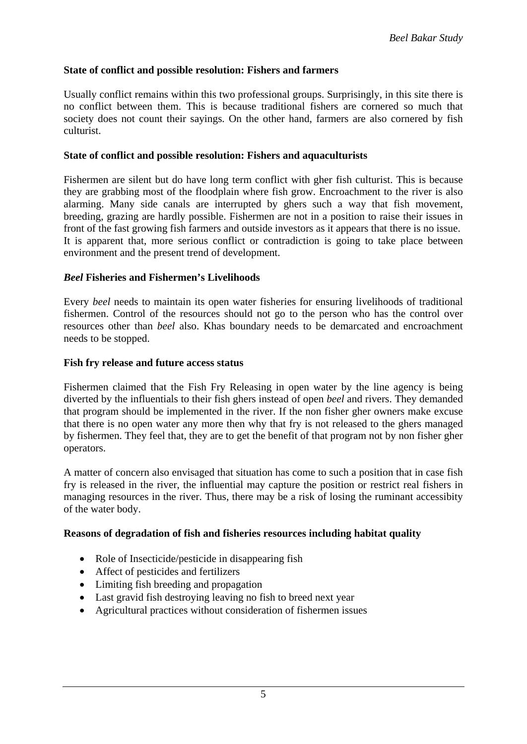**State of conflict and possible resolution: Fishers and farmers**

Usually conflict remains within this two professional groups. Surprisingly, in this site there is no conflict between them. This is because traditional fishers are cornered so much that society does not count their sayings. On the other hand, farmers are also cornered by fish culturist.

**State of conflict and possible resolution: Fishers and aquaculturists**

Fishermen are silent but do have long term conflict with gher fish culturist. This is because they are grabbing most of the floodplain where fish grow. Encroachment to the river is also alarming. Many side canals are interrupted by ghers such a way that fish movement, breeding, grazing are hardly possible. Fishermen are not in a position to raise their issues in front of the fast growing fish farmers and outside investors as it appears that there is no issue. It is apparent that, more serious conflict or contradiction is going to take place between environment and the present trend of development.

***Beel* Fisheries and Fishermen's Livelihoods**

Every *beel* needs to maintain its open water fisheries for ensuring livelihoods of traditional fishermen. Control of the resources should not go to the person who has the control over resources other than *beel* also. Khas boundary needs to be demarcated and encroachment needs to be stopped.

**Fish fry release and future access status**

Fishermen claimed that the Fish Fry Releasing in open water by the line agency is being diverted by the influentials to their fish ghers instead of open *beel* and rivers. They demanded that program should be implemented in the river. If the non fisher gher owners make excuse that there is no open water any more then why that fry is not released to the ghers managed by fishermen. They feel that, they are to get the benefit of that program not by non fisher gher operators.

A matter of concern also envisaged that situation has come to such a position that in case fish fry is released in the river, the influential may capture the position or restrict real fishers in managing resources in the river. Thus, there may be a risk of losing the ruminant accessibity of the water body.

**Reasons of degradation of fish and fisheries resources including habitat quality**

- Role of Insecticide/pesticide in disappearing fish
- Affect of pesticides and fertilizers
- Limiting fish breeding and propagation
- Last gravid fish destroying leaving no fish to breed next year
- Agricultural practices without consideration of fishermen issues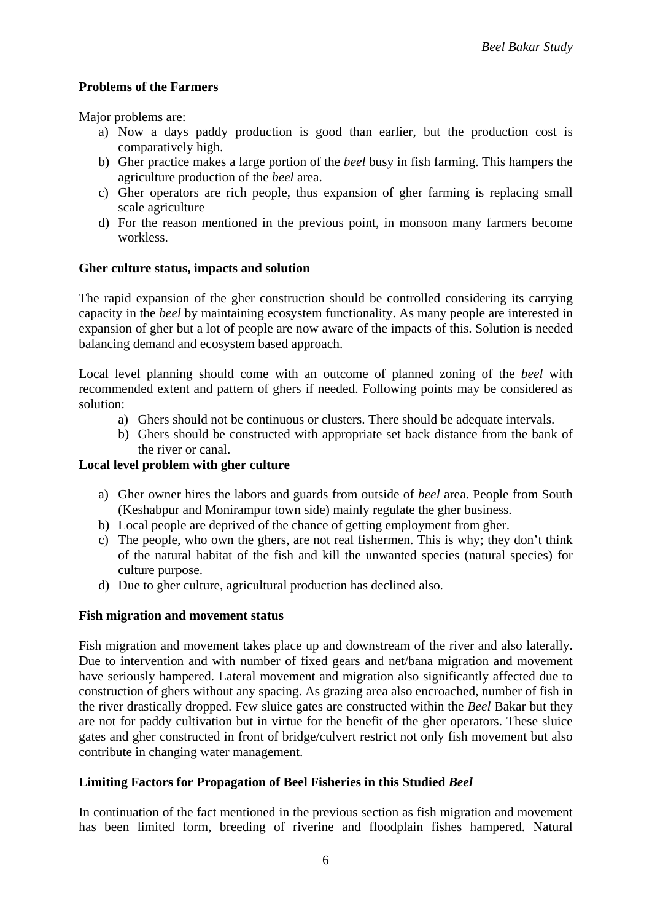**Problems of the Farmers**

Major problems are:

a) Now a days paddy production is good than earlier, but the production cost is comparatively high.
b) Gher practice makes a large portion of the *beel* busy in fish farming. This hampers the agriculture production of the *beel* area.
c) Gher operators are rich people, thus expansion of gher farming is replacing small scale agriculture
d) For the reason mentioned in the previous point, in monsoon many farmers become workless.

**Gher culture status, impacts and solution**

The rapid expansion of the gher construction should be controlled considering its carrying capacity in the *beel* by maintaining ecosystem functionality. As many people are interested in expansion of gher but a lot of people are now aware of the impacts of this. Solution is needed balancing demand and ecosystem based approach.

Local level planning should come with an outcome of planned zoning of the *beel* with recommended extent and pattern of ghers if needed. Following points may be considered as solution:

a) Ghers should not be continuous or clusters. There should be adequate intervals.
b) Ghers should be constructed with appropriate set back distance from the bank of the river or canal.

**Local level problem with gher culture**

a) Gher owner hires the labors and guards from outside of *beel* area. People from South (Keshabpur and Monirampur town side) mainly regulate the gher business.
b) Local people are deprived of the chance of getting employment from gher.
c) The people, who own the ghers, are not real fishermen. This is why; they don't think of the natural habitat of the fish and kill the unwanted species (natural species) for culture purpose.
d) Due to gher culture, agricultural production has declined also.

**Fish migration and movement status**

Fish migration and movement takes place up and downstream of the river and also laterally. Due to intervention and with number of fixed gears and net/bana migration and movement have seriously hampered. Lateral movement and migration also significantly affected due to construction of ghers without any spacing. As grazing area also encroached, number of fish in the river drastically dropped. Few sluice gates are constructed within the *Beel* Bakar but they are not for paddy cultivation but in virtue for the benefit of the gher operators. These sluice gates and gher constructed in front of bridge/culvert restrict not only fish movement but also contribute in changing water management.

**Limiting Factors for Propagation of Beel Fisheries in this Studied *Beel***

In continuation of the fact mentioned in the previous section as fish migration and movement has been limited form, breeding of riverine and floodplain fishes hampered. Natural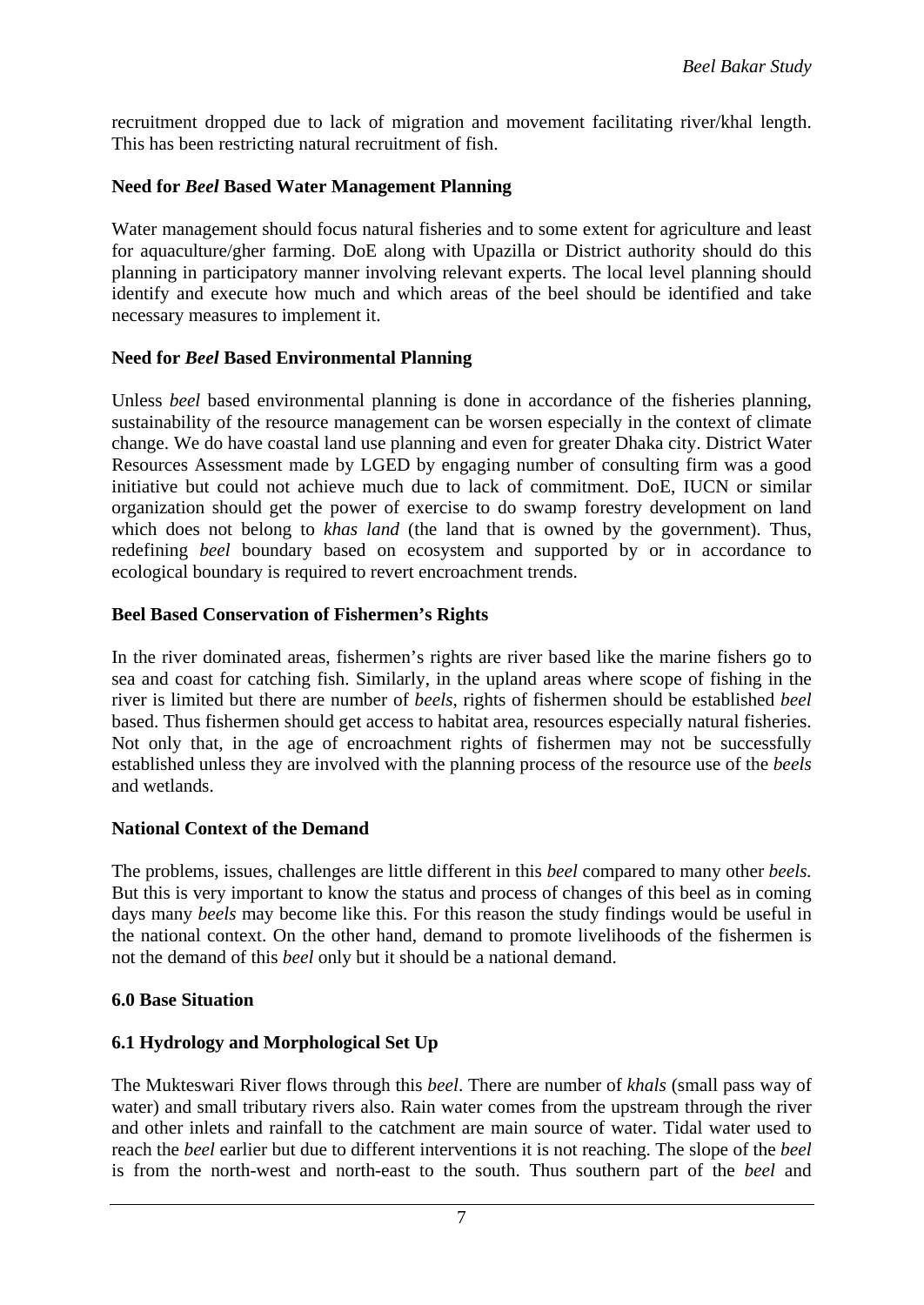recruitment dropped due to lack of migration and movement facilitating river/khal length. This has been restricting natural recruitment of fish.

**Need for *Beel* Based Water Management Planning**

Water management should focus natural fisheries and to some extent for agriculture and least for aquaculture/gher farming. DoE along with Upazilla or District authority should do this planning in participatory manner involving relevant experts. The local level planning should identify and execute how much and which areas of the beel should be identified and take necessary measures to implement it.

**Need for *Beel* Based Environmental Planning**

Unless *beel* based environmental planning is done in accordance of the fisheries planning, sustainability of the resource management can be worsen especially in the context of climate change. We do have coastal land use planning and even for greater Dhaka city. District Water Resources Assessment made by LGED by engaging number of consulting firm was a good initiative but could not achieve much due to lack of commitment. DoE, IUCN or similar organization should get the power of exercise to do swamp forestry development on land which does not belong to *khas land* (the land that is owned by the government). Thus, redefining *beel* boundary based on ecosystem and supported by or in accordance to ecological boundary is required to revert encroachment trends.

**Beel Based Conservation of Fishermen's Rights**

In the river dominated areas, fishermen's rights are river based like the marine fishers go to sea and coast for catching fish. Similarly, in the upland areas where scope of fishing in the river is limited but there are number of *beels*, rights of fishermen should be established *beel* based. Thus fishermen should get access to habitat area, resources especially natural fisheries. Not only that, in the age of encroachment rights of fishermen may not be successfully established unless they are involved with the planning process of the resource use of the *beels* and wetlands.

**National Context of the Demand**

The problems, issues, challenges are little different in this *beel* compared to many other *beels.* But this is very important to know the status and process of changes of this beel as in coming days many *beels* may become like this. For this reason the study findings would be useful in the national context. On the other hand, demand to promote livelihoods of the fishermen is not the demand of this *beel* only but it should be a national demand.

## 6.0 Base Situation

### 6.1 Hydrology and Morphological Set Up

The Mukteswari River flows through this *beel*. There are number of *khals* (small pass way of water) and small tributary rivers also. Rain water comes from the upstream through the river and other inlets and rainfall to the catchment are main source of water. Tidal water used to reach the *beel* earlier but due to different interventions it is not reaching. The slope of the *beel* is from the north-west and north-east to the south. Thus southern part of the *beel* and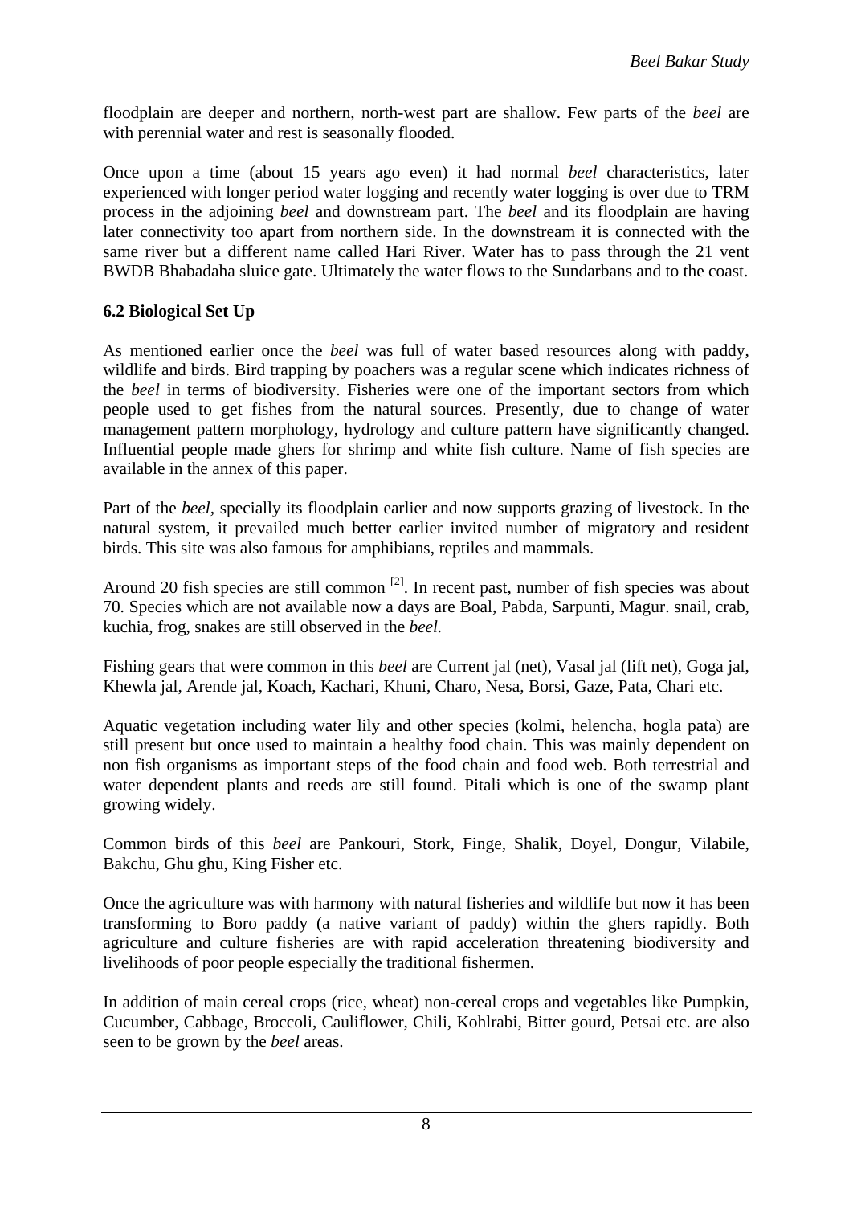floodplain are deeper and northern, north-west part are shallow. Few parts of the *beel* are with perennial water and rest is seasonally flooded.

Once upon a time (about 15 years ago even) it had normal *beel* characteristics, later experienced with longer period water logging and recently water logging is over due to TRM process in the adjoining *beel* and downstream part. The *beel* and its floodplain are having later connectivity too apart from northern side. In the downstream it is connected with the same river but a different name called Hari River. Water has to pass through the 21 vent BWDB Bhabadaha sluice gate. Ultimately the water flows to the Sundarbans and to the coast.

### 6.2 Biological Set Up

As mentioned earlier once the *beel* was full of water based resources along with paddy, wildlife and birds. Bird trapping by poachers was a regular scene which indicates richness of the *beel* in terms of biodiversity. Fisheries were one of the important sectors from which people used to get fishes from the natural sources. Presently, due to change of water management pattern morphology, hydrology and culture pattern have significantly changed. Influential people made ghers for shrimp and white fish culture. Name of fish species are available in the annex of this paper.

Part of the *beel,* specially its floodplain earlier and now supports grazing of livestock. In the natural system, it prevailed much better earlier invited number of migratory and resident birds. This site was also famous for amphibians, reptiles and mammals.

Around 20 fish species are still common [2]. In recent past, number of fish species was about 70. Species which are not available now a days are Boal, Pabda, Sarpunti, Magur. snail, crab, kuchia, frog, snakes are still observed in the *beel.*

Fishing gears that were common in this *beel* are Current jal (net), Vasal jal (lift net), Goga jal, Khewla jal, Arende jal, Koach, Kachari, Khuni, Charo, Nesa, Borsi, Gaze, Pata, Chari etc.

Aquatic vegetation including water lily and other species (kolmi, helencha, hogla pata) are still present but once used to maintain a healthy food chain. This was mainly dependent on non fish organisms as important steps of the food chain and food web. Both terrestrial and water dependent plants and reeds are still found. Pitali which is one of the swamp plant growing widely.

Common birds of this *beel* are Pankouri, Stork, Finge, Shalik, Doyel, Dongur, Vilabile, Bakchu, Ghu ghu, King Fisher etc.

Once the agriculture was with harmony with natural fisheries and wildlife but now it has been transforming to Boro paddy (a native variant of paddy) within the ghers rapidly. Both agriculture and culture fisheries are with rapid acceleration threatening biodiversity and livelihoods of poor people especially the traditional fishermen.

In addition of main cereal crops (rice, wheat) non-cereal crops and vegetables like Pumpkin, Cucumber, Cabbage, Broccoli, Cauliflower, Chili, Kohlrabi, Bitter gourd, Petsai etc. are also seen to be grown by the *beel* areas.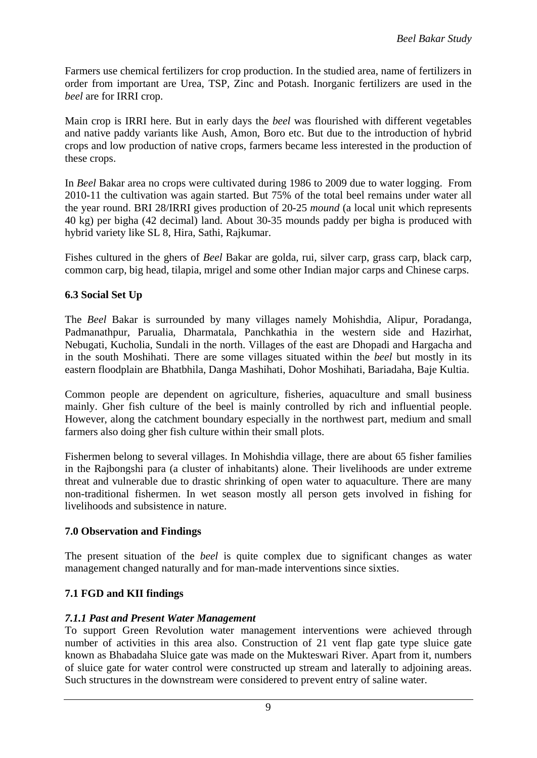Farmers use chemical fertilizers for crop production. In the studied area, name of fertilizers in order from important are Urea, TSP, Zinc and Potash. Inorganic fertilizers are used in the *beel* are for IRRI crop.

Main crop is IRRI here. But in early days the *beel* was flourished with different vegetables and native paddy variants like Aush, Amon, Boro etc. But due to the introduction of hybrid crops and low production of native crops, farmers became less interested in the production of these crops.

In *Beel* Bakar area no crops were cultivated during 1986 to 2009 due to water logging. From 2010-11 the cultivation was again started. But 75% of the total beel remains under water all the year round. BRI 28/IRRI gives production of 20-25 *mound* (a local unit which represents 40 kg) per bigha (42 decimal) land. About 30-35 mounds paddy per bigha is produced with hybrid variety like SL 8, Hira, Sathi, Rajkumar.

Fishes cultured in the ghers of *Beel* Bakar are golda, rui, silver carp, grass carp, black carp, common carp, big head, tilapia, mrigel and some other Indian major carps and Chinese carps.

### 6.3 Social Set Up

The *Beel* Bakar is surrounded by many villages namely Mohishdia, Alipur, Poradanga, Padmanathpur, Parualia, Dharmatala, Panchkathia in the western side and Hazirhat, Nebugati, Kucholia, Sundali in the north. Villages of the east are Dhopadi and Hargacha and in the south Moshihati. There are some villages situated within the *beel* but mostly in its eastern floodplain are Bhatbhila, Danga Mashihati, Dohor Moshihati, Bariadaha, Baje Kultia.

Common people are dependent on agriculture, fisheries, aquaculture and small business mainly. Gher fish culture of the beel is mainly controlled by rich and influential people. However, along the catchment boundary especially in the northwest part, medium and small farmers also doing gher fish culture within their small plots.

Fishermen belong to several villages. In Mohishdia village, there are about 65 fisher families in the Rajbongshi para (a cluster of inhabitants) alone. Their livelihoods are under extreme threat and vulnerable due to drastic shrinking of open water to aquaculture. There are many non-traditional fishermen. In wet season mostly all person gets involved in fishing for livelihoods and subsistence in nature.

## 7.0 Observation and Findings

The present situation of the *beel* is quite complex due to significant changes as water management changed naturally and for man-made interventions since sixties.

### 7.1 FGD and KII findings

#### *7.1.1 Past and Present Water Management*

To support Green Revolution water management interventions were achieved through number of activities in this area also. Construction of 21 vent flap gate type sluice gate known as Bhabadaha Sluice gate was made on the Mukteswari River. Apart from it, numbers of sluice gate for water control were constructed up stream and laterally to adjoining areas. Such structures in the downstream were considered to prevent entry of saline water.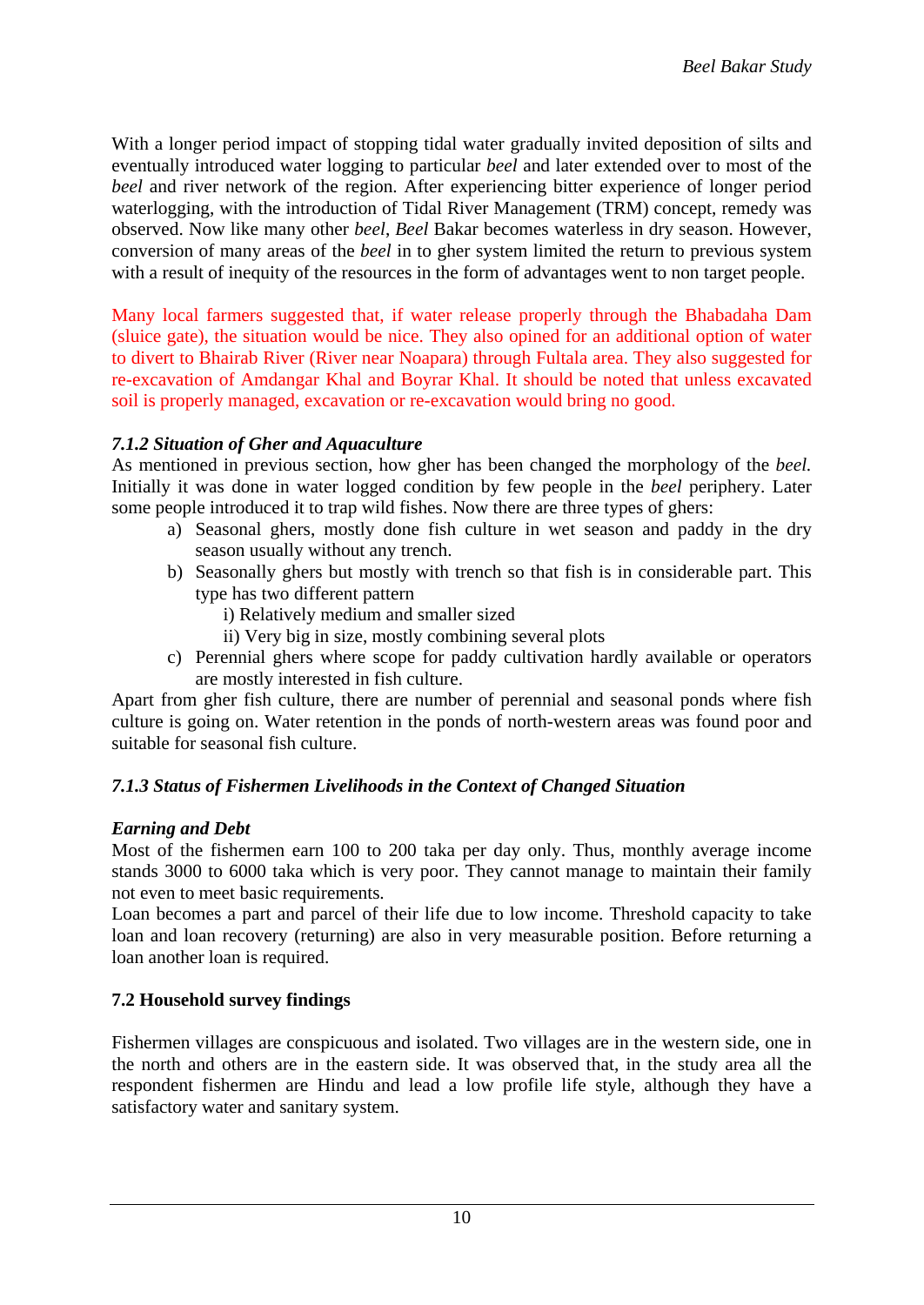With a longer period impact of stopping tidal water gradually invited deposition of silts and eventually introduced water logging to particular *beel* and later extended over to most of the *beel* and river network of the region. After experiencing bitter experience of longer period waterlogging, with the introduction of Tidal River Management (TRM) concept, remedy was observed. Now like many other *beel*, *Beel* Bakar becomes waterless in dry season. However, conversion of many areas of the *beel* in to gher system limited the return to previous system with a result of inequity of the resources in the form of advantages went to non target people.

Many local farmers suggested that, if water release properly through the Bhabadaha Dam (sluice gate), the situation would be nice. They also opined for an additional option of water to divert to Bhairab River (River near Noapara) through Fultala area. They also suggested for re-excavation of Amdangar Khal and Boyrar Khal. It should be noted that unless excavated soil is properly managed, excavation or re-excavation would bring no good.

#### *7.1.2 Situation of Gher and Aquaculture*

As mentioned in previous section, how gher has been changed the morphology of the *beel.* Initially it was done in water logged condition by few people in the *beel* periphery. Later some people introduced it to trap wild fishes. Now there are three types of ghers:

a) Seasonal ghers, mostly done fish culture in wet season and paddy in the dry season usually without any trench.
b) Seasonally ghers but mostly with trench so that fish is in considerable part. This type has two different pattern
   i) Relatively medium and smaller sized
   ii) Very big in size, mostly combining several plots
c) Perennial ghers where scope for paddy cultivation hardly available or operators are mostly interested in fish culture.

Apart from gher fish culture, there are number of perennial and seasonal ponds where fish culture is going on. Water retention in the ponds of north-western areas was found poor and suitable for seasonal fish culture.

#### *7.1.3 Status of Fishermen Livelihoods in the Context of Changed Situation*

***Earning and Debt***

Most of the fishermen earn 100 to 200 taka per day only. Thus, monthly average income stands 3000 to 6000 taka which is very poor. They cannot manage to maintain their family not even to meet basic requirements.

Loan becomes a part and parcel of their life due to low income. Threshold capacity to take loan and loan recovery (returning) are also in very measurable position. Before returning a loan another loan is required.

### 7.2 Household survey findings

Fishermen villages are conspicuous and isolated. Two villages are in the western side, one in the north and others are in the eastern side. It was observed that, in the study area all the respondent fishermen are Hindu and lead a low profile life style, although they have a satisfactory water and sanitary system.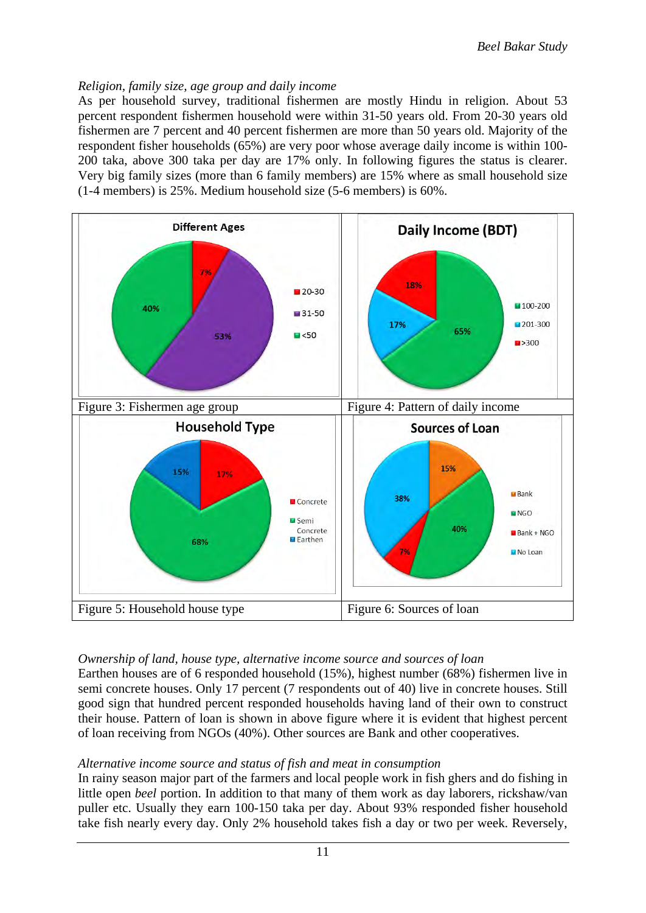*Religion, family size, age group and daily income*

As per household survey, traditional fishermen are mostly Hindu in religion. About 53 percent respondent fishermen household were within 31-50 years old. From 20-30 years old fishermen are 7 percent and 40 percent fishermen are more than 50 years old. Majority of the respondent fisher households (65%) are very poor whose average daily income is within 100-200 taka, above 300 taka per day are 17% only. In following figures the status is clearer. Very big family sizes (more than 6 family members) are 15% where as small household size (1-4 members) is 25%. Medium household size (5-6 members) is 60%.

Figure 3: Fishermen age group

Figure 4: Pattern of daily income

Figure 5: Household house type

Figure 6: Sources of loan

*Ownership of land, house type, alternative income source and sources of loan*

Earthen houses are of 6 responded household (15%), highest number (68%) fishermen live in semi concrete houses. Only 17 percent (7 respondents out of 40) live in concrete houses. Still good sign that hundred percent responded households having land of their own to construct their house. Pattern of loan is shown in above figure where it is evident that highest percent of loan receiving from NGOs (40%). Other sources are Bank and other cooperatives.

*Alternative income source and status of fish and meat in consumption*

In rainy season major part of the farmers and local people work in fish ghers and do fishing in little open *beel* portion. In addition to that many of them work as day laborers, rickshaw/van puller etc. Usually they earn 100-150 taka per day. About 93% responded fisher household take fish nearly every day. Only 2% household takes fish a day or two per week. Reversely,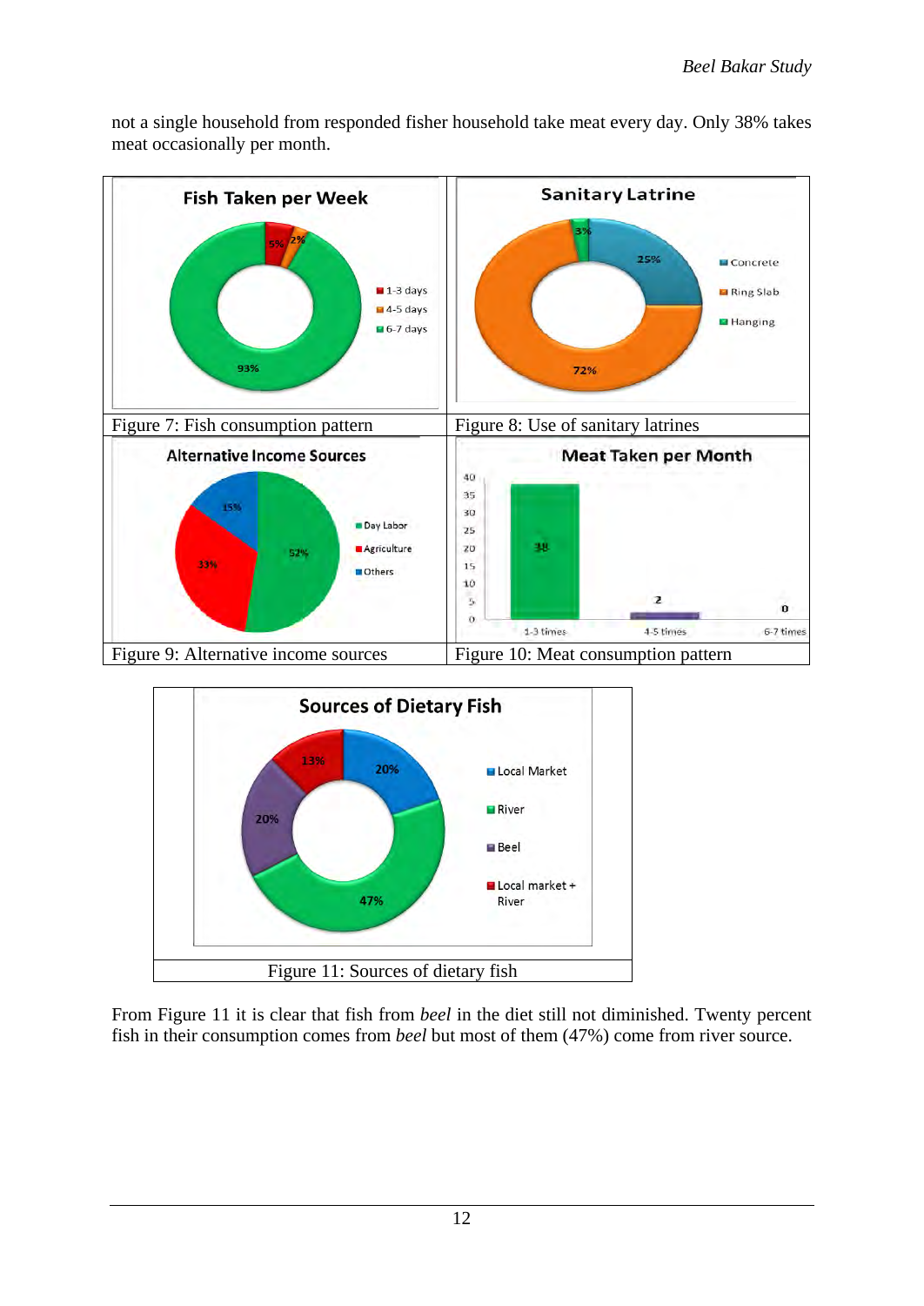not a single household from responded fisher household take meat every day. Only 38% takes meat occasionally per month.

Figure 7: Fish consumption pattern

Figure 8: Use of sanitary latrines

Figure 9: Alternative income sources

Figure 10: Meat consumption pattern

Figure 11: Sources of dietary fish

From Figure 11 it is clear that fish from *beel* in the diet still not diminished. Twenty percent fish in their consumption comes from *beel* but most of them (47%) come from river source.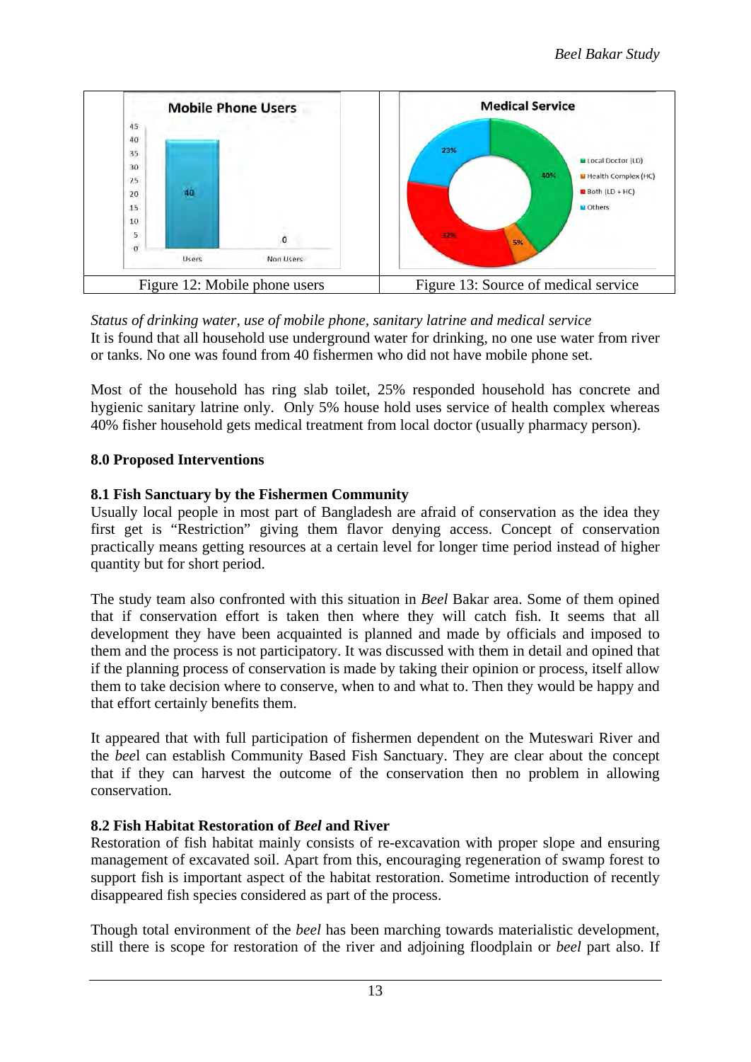| Figure 12: Mobile phone users | Figure 13: Source of medical service |
| --- | --- |

*Status of drinking water, use of mobile phone, sanitary latrine and medical service*
It is found that all household use underground water for drinking, no one use water from river or tanks. No one was found from 40 fishermen who did not have mobile phone set.

Most of the household has ring slab toilet, 25% responded household has concrete and hygienic sanitary latrine only. Only 5% house hold uses service of health complex whereas 40% fisher household gets medical treatment from local doctor (usually pharmacy person).

## 8.0 Proposed Interventions

### 8.1 Fish Sanctuary by the Fishermen Community

Usually local people in most part of Bangladesh are afraid of conservation as the idea they first get is "Restriction" giving them flavor denying access. Concept of conservation practically means getting resources at a certain level for longer time period instead of higher quantity but for short period.

The study team also confronted with this situation in *Beel* Bakar area. Some of them opined that if conservation effort is taken then where they will catch fish. It seems that all development they have been acquainted is planned and made by officials and imposed to them and the process is not participatory. It was discussed with them in detail and opined that if the planning process of conservation is made by taking their opinion or process, itself allow them to take decision where to conserve, when to and what to. Then they would be happy and that effort certainly benefits them.

It appeared that with full participation of fishermen dependent on the Muteswari River and the *bee*l can establish Community Based Fish Sanctuary. They are clear about the concept that if they can harvest the outcome of the conservation then no problem in allowing conservation.

### 8.2 Fish Habitat Restoration of *Beel* and River

Restoration of fish habitat mainly consists of re-excavation with proper slope and ensuring management of excavated soil. Apart from this, encouraging regeneration of swamp forest to support fish is important aspect of the habitat restoration. Sometime introduction of recently disappeared fish species considered as part of the process.

Though total environment of the *beel* has been marching towards materialistic development, still there is scope for restoration of the river and adjoining floodplain or *beel* part also. If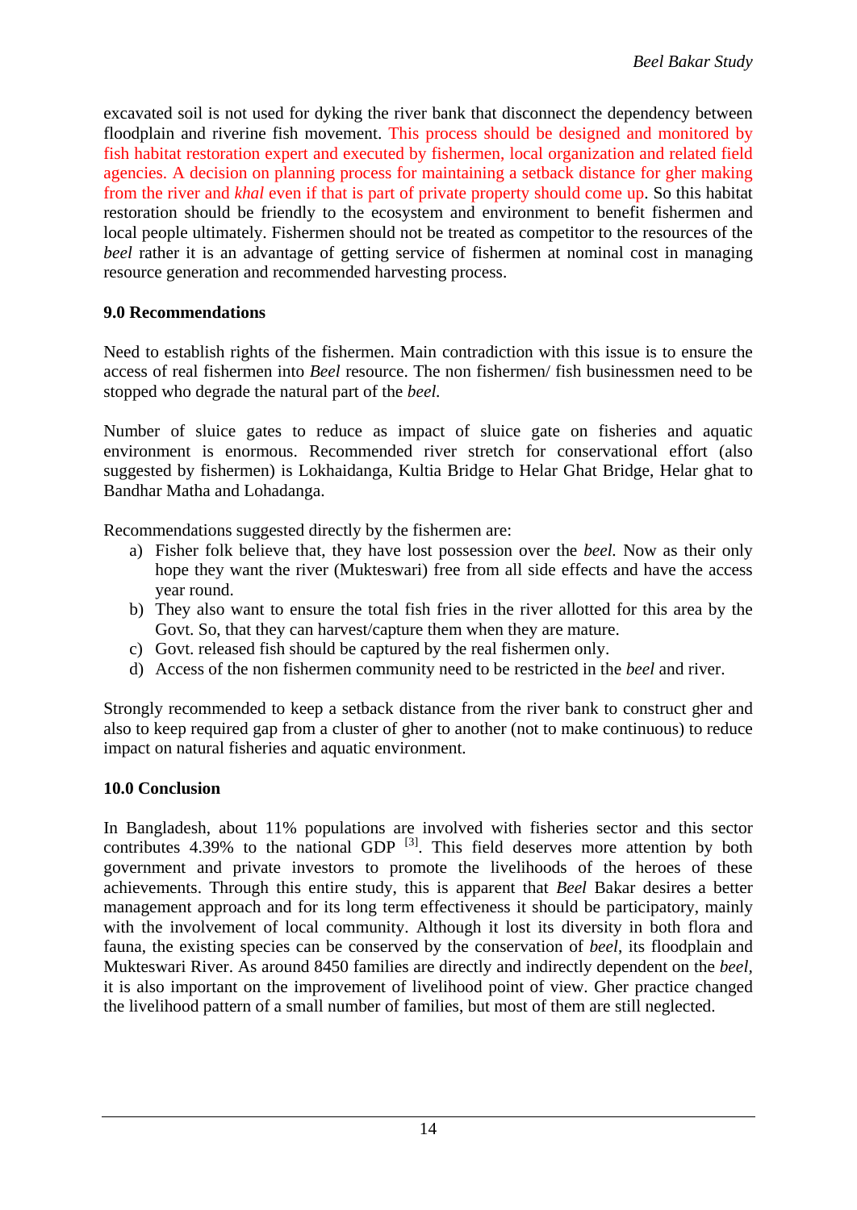excavated soil is not used for dyking the river bank that disconnect the dependency between floodplain and riverine fish movement. This process should be designed and monitored by fish habitat restoration expert and executed by fishermen, local organization and related field agencies. A decision on planning process for maintaining a setback distance for gher making from the river and *khal* even if that is part of private property should come up. So this habitat restoration should be friendly to the ecosystem and environment to benefit fishermen and local people ultimately. Fishermen should not be treated as competitor to the resources of the *beel* rather it is an advantage of getting service of fishermen at nominal cost in managing resource generation and recommended harvesting process.

## 9.0 Recommendations

Need to establish rights of the fishermen. Main contradiction with this issue is to ensure the access of real fishermen into *Beel* resource. The non fishermen/ fish businessmen need to be stopped who degrade the natural part of the *beel.*

Number of sluice gates to reduce as impact of sluice gate on fisheries and aquatic environment is enormous. Recommended river stretch for conservational effort (also suggested by fishermen) is Lokhaidanga, Kultia Bridge to Helar Ghat Bridge, Helar ghat to Bandhar Matha and Lohadanga.

Recommendations suggested directly by the fishermen are:

a) Fisher folk believe that, they have lost possession over the *beel.* Now as their only hope they want the river (Mukteswari) free from all side effects and have the access year round.
b) They also want to ensure the total fish fries in the river allotted for this area by the Govt. So, that they can harvest/capture them when they are mature.
c) Govt. released fish should be captured by the real fishermen only.
d) Access of the non fishermen community need to be restricted in the *beel* and river.

Strongly recommended to keep a setback distance from the river bank to construct gher and also to keep required gap from a cluster of gher to another (not to make continuous) to reduce impact on natural fisheries and aquatic environment.

## 10.0 Conclusion

In Bangladesh, about 11% populations are involved with fisheries sector and this sector contributes 4.39% to the national GDP [3]. This field deserves more attention by both government and private investors to promote the livelihoods of the heroes of these achievements. Through this entire study, this is apparent that *Beel* Bakar desires a better management approach and for its long term effectiveness it should be participatory, mainly with the involvement of local community. Although it lost its diversity in both flora and fauna, the existing species can be conserved by the conservation of *beel*, its floodplain and Mukteswari River. As around 8450 families are directly and indirectly dependent on the *beel*, it is also important on the improvement of livelihood point of view. Gher practice changed the livelihood pattern of a small number of families, but most of them are still neglected.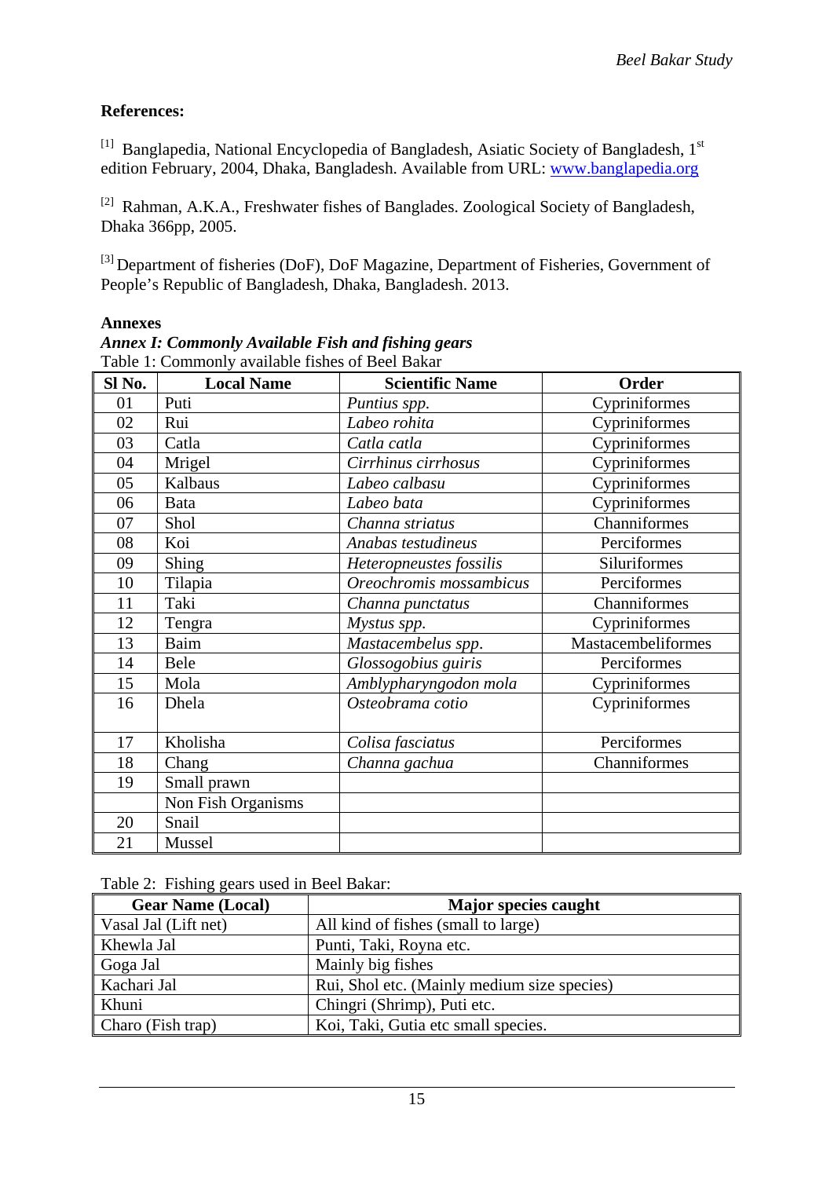**References:**

[1] Banglapedia, National Encyclopedia of Bangladesh, Asiatic Society of Bangladesh, 1st edition February, 2004, Dhaka, Bangladesh. Available from URL: www.banglapedia.org

[2] Rahman, A.K.A., Freshwater fishes of Banglades. Zoological Society of Bangladesh, Dhaka 366pp, 2005.

[3] Department of fisheries (DoF), DoF Magazine, Department of Fisheries, Government of People's Republic of Bangladesh, Dhaka, Bangladesh. 2013.

**Annexes**

***Annex I: Commonly Available Fish and fishing gears***

Table 1: Commonly available fishes of Beel Bakar

| Sl No. | Local Name | Scientific Name | Order |
|---|---|---|---|
| 01 | Puti | *Puntius spp.* | Cypriniformes |
| 02 | Rui | *Labeo rohita* | Cypriniformes |
| 03 | Catla | *Catla catla* | Cypriniformes |
| 04 | Mrigel | *Cirrhinus cirrhosus* | Cypriniformes |
| 05 | Kalbaus | *Labeo calbasu* | Cypriniformes |
| 06 | Bata | *Labeo bata* | Cypriniformes |
| 07 | Shol | *Channa striatus* | Channiformes |
| 08 | Koi | *Anabas testudineus* | Perciformes |
| 09 | Shing | *Heteropneustes fossilis* | Siluriformes |
| 10 | Tilapia | *Oreochromis mossambicus* | Perciformes |
| 11 | Taki | *Channa punctatus* | Channiformes |
| 12 | Tengra | *Mystus spp.* | Cypriniformes |
| 13 | Baim | *Mastacembelus spp*. | Mastacembeliformes |
| 14 | Bele | *Glossogobius guiris* | Perciformes |
| 15 | Mola | *Amblypharyngodon mola* | Cypriniformes |
| 16 | Dhela | *Osteobrama cotio* | Cypriniformes |
| 17 | Kholisha | *Colisa fasciatus* | Perciformes |
| 18 | Chang | *Channa gachua* | Channiformes |
| 19 | Small prawn | | |
| | Non Fish Organisms | | |
| 20 | Snail | | |
| 21 | Mussel | | |

Table 2: Fishing gears used in Beel Bakar:

| Gear Name (Local) | Major species caught |
|---|---|
| Vasal Jal (Lift net) | All kind of fishes (small to large) |
| Khewla Jal | Punti, Taki, Royna etc. |
| Goga Jal | Mainly big fishes |
| Kachari Jal | Rui, Shol etc. (Mainly medium size species) |
| Khuni | Chingri (Shrimp), Puti etc. |
| Charo (Fish trap) | Koi, Taki, Gutia etc small species. |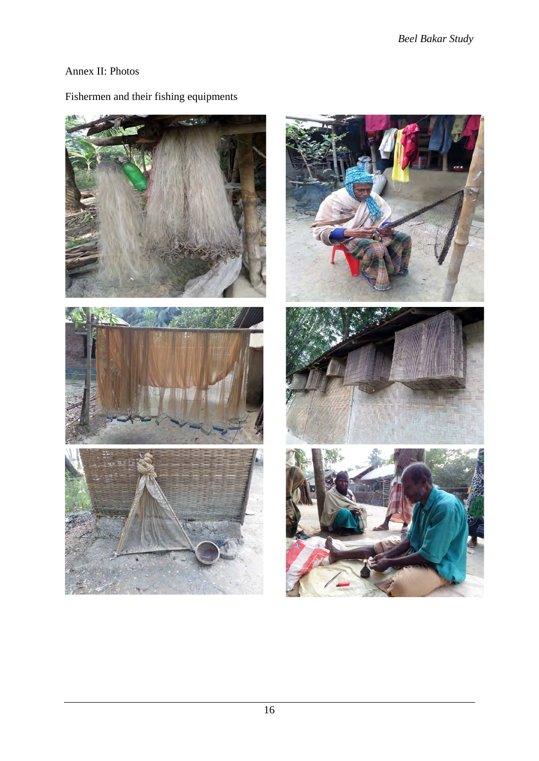Annex II: Photos

Fishermen and their fishing equipments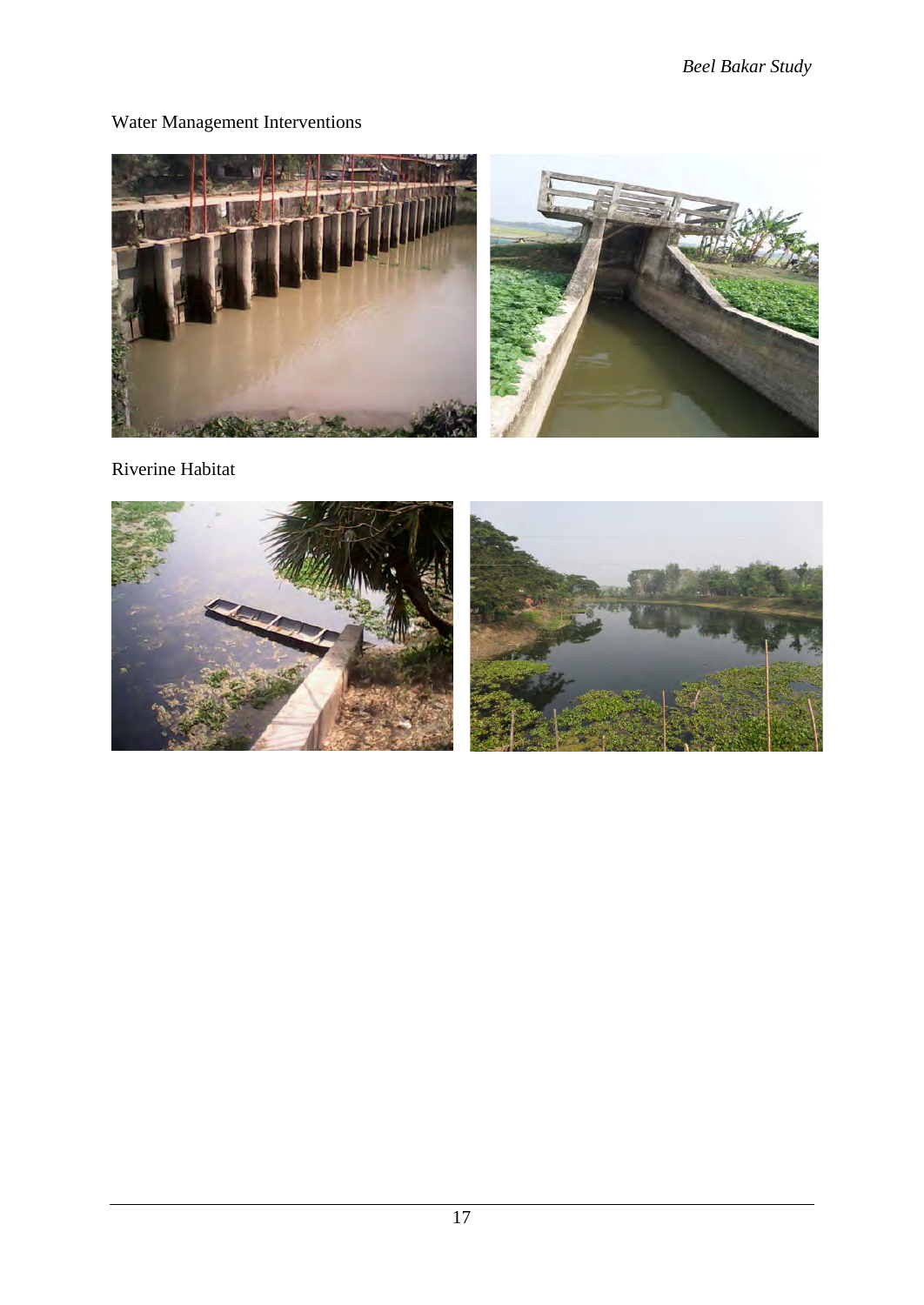Water Management Interventions

Riverine Habitat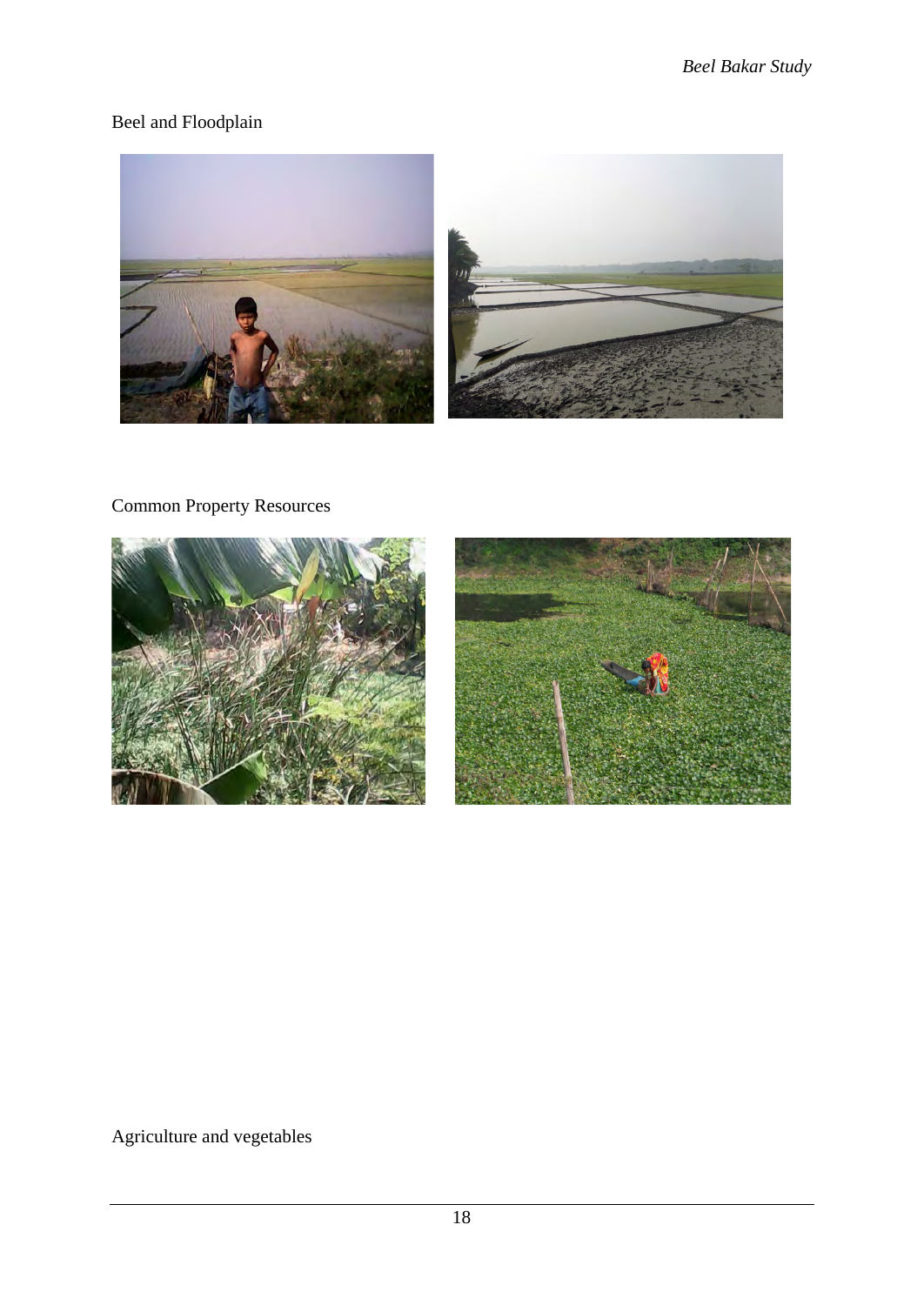Beel and Floodplain

Common Property Resources

Agriculture and vegetables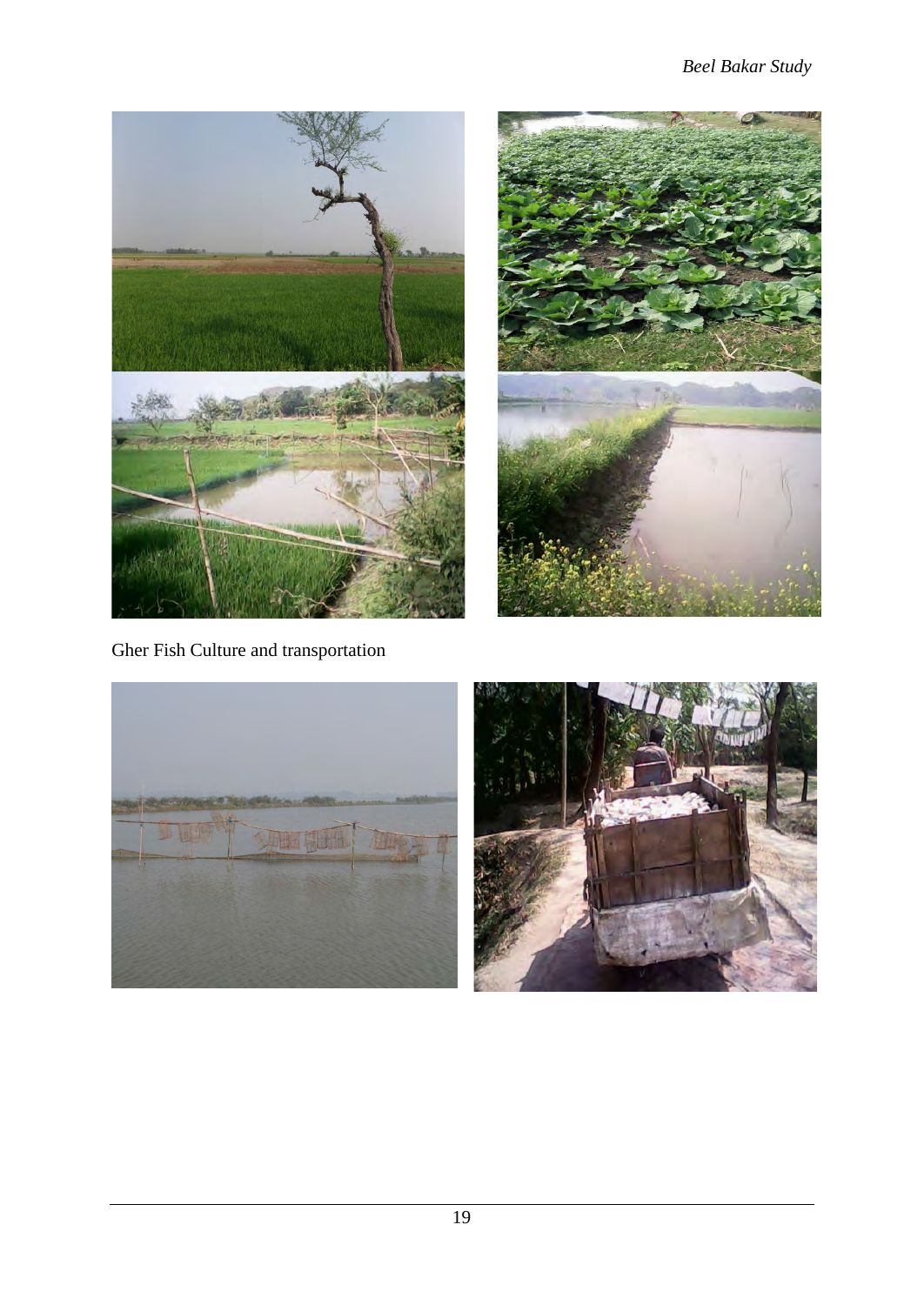Gher Fish Culture and transportation